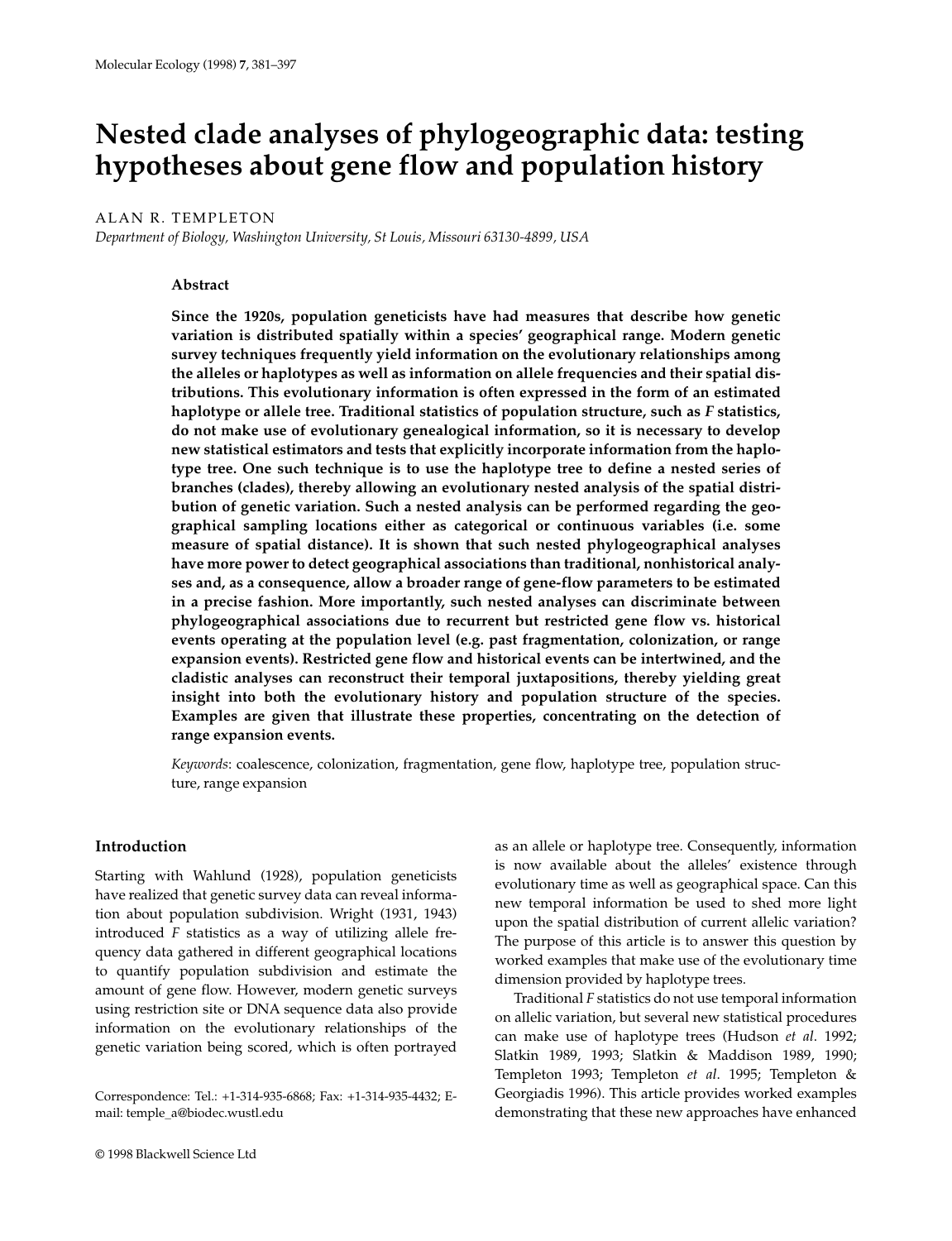# Nested clade analyses of phylogeographic data: testing hypotheses about gene flow and population history

ALAN R. TEMPLETON

*Department of Biology, Washington University, St Louis, Missouri 63130-4899, USA*

### Abstract

**Since the 1920s, population geneticists have had measures that describe how genetic variation is distributed spatially within a species' geographical range. Modern genetic survey techniques frequently yield information on the evolutionary relationships among the alleles or haplotypes as well as information on allele frequencies and their spatial distributions. This evolutionary information is often expressed in the form of an estimated haplotype or allele tree. Traditional statistics of population structure, such as *F* statistics, do not make use of evolutionary genealogical information, so it is necessary to develop new statistical estimators and tests that explicitly incorporate information from the haplotype tree. One such technique is to use the haplotype tree to define a nested series of branches (clades), thereby allowing an evolutionary nested analysis of the spatial distribution of genetic variation. Such a nested analysis can be performed regarding the geographical sampling locations either as categorical or continuous variables (i.e. some measure of spatial distance). It is shown that such nested phylogeographical analyses have more power to detect geographical associations than traditional, nonhistorical analyses and, as a consequence, allow a broader range of gene-flow parameters to be estimated in a precise fashion. More importantly, such nested analyses can discriminate between phylogeographical associations due to recurrent but restricted gene flow vs. historical events operating at the population level (e.g. past fragmentation, colonization, or range expansion events). Restricted gene flow and historical events can be intertwined, and the cladistic analyses can reconstruct their temporal juxtapositions, thereby yielding great insight into both the evolutionary history and population structure of the species. Examples are given that illustrate these properties, concentrating on the detection of range expansion events.**

*Keywords*: coalescence, colonization, fragmentation, gene flow, haplotype tree, population structure, range expansion

## Introduction

Starting with Wahlund (1928), population geneticists have realized that genetic survey data can reveal information about population subdivision. Wright (1931, 1943) introduced *F* statistics as a way of utilizing allele frequency data gathered in different geographical locations to quantify population subdivision and estimate the amount of gene flow. However, modern genetic surveys using restriction site or DNA sequence data also provide information on the evolutionary relationships of the genetic variation being scored, which is often portrayed as an allele or haplotype tree. Consequently, information is now available about the alleles' existence through evolutionary time as well as geographical space. Can this new temporal information be used to shed more light upon the spatial distribution of current allelic variation? The purpose of this article is to answer this question by worked examples that make use of the evolutionary time dimension provided by haplotype trees.

Traditional *F* statistics do not use temporal information on allelic variation, but several new statistical procedures can make use of haplotype trees (Hudson *et al*. 1992; Slatkin 1989, 1993; Slatkin & Maddison 1989, 1990; Templeton 1993; Templeton *et al*. 1995; Templeton & Georgiadis 1996). This article provides worked examples demonstrating that these new approaches have enhanced

Correspondence: Tel.: +1-314-935-6868; Fax: +1-314-935-4432; E-mail: temple_a@biodec.wustl.edu

© 1998 Blackwell Science Ltd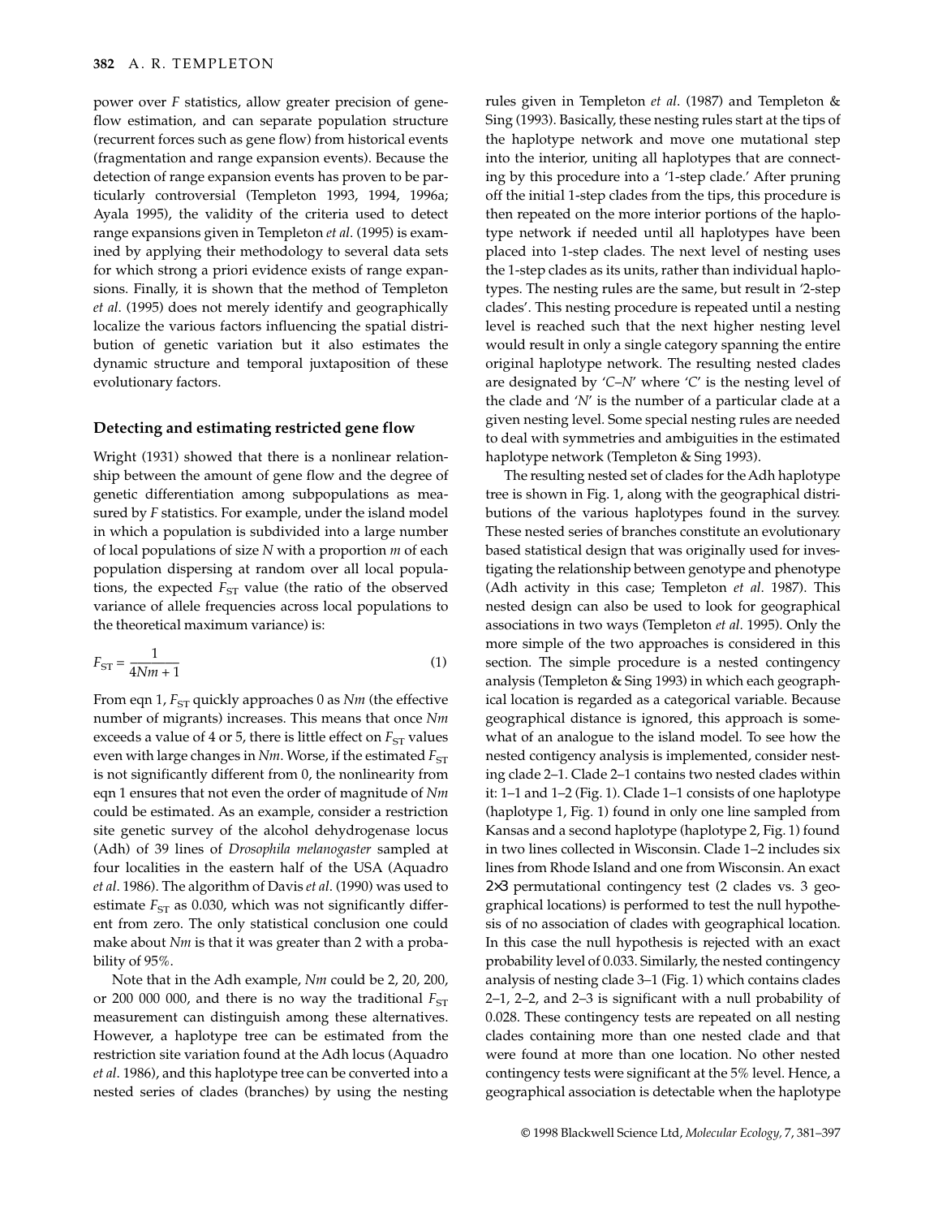power over $F$ statistics, allow greater precision of gene-flow estimation, and can separate population structure (recurrent forces such as gene flow) from historical events (fragmentation and range expansion events). Because the detection of range expansion events has proven to be particularly controversial (Templeton 1993, 1994, 1996a; Ayala 1995), the validity of the criteria used to detect range expansions given in Templeton *et al*. (1995) is examined by applying their methodology to several data sets for which strong a priori evidence exists of range expansions. Finally, it is shown that the method of Templeton *et al*. (1995) does not merely identify and geographically localize the various factors influencing the spatial distribution of genetic variation but it also estimates the dynamic structure and temporal juxtaposition of these evolutionary factors.

## Detecting and estimating restricted gene flow

Wright (1931) showed that there is a nonlinear relationship between the amount of gene flow and the degree of genetic differentiation among subpopulations as measured by $F$ statistics. For example, under the island model in which a population is subdivided into a large number of local populations of size $N$ with a proportion $m$ of each population dispersing at random over all local populations, the expected $F_{ST}$ value (the ratio of the observed variance of allele frequencies across local populations to the theoretical maximum variance) is:

$$F_{ST} = \frac{1}{4Nm + 1} \tag{1}$$

From eqn 1, $F_{ST}$ quickly approaches 0 as $Nm$ (the effective number of migrants) increases. This means that once $Nm$ exceeds a value of 4 or 5, there is little effect on $F_{ST}$ values even with large changes in $Nm$. Worse, if the estimated $F_{ST}$ is not significantly different from 0, the nonlinearity from eqn 1 ensures that not even the order of magnitude of $Nm$ could be estimated. As an example, consider a restriction site genetic survey of the alcohol dehydrogenase locus (Adh) of 39 lines of *Drosophila melanogaster* sampled at four localities in the eastern half of the USA (Aquadro *et al*. 1986). The algorithm of Davis *et al*. (1990) was used to estimate $F_{ST}$ as 0.030, which was not significantly different from zero. The only statistical conclusion one could make about $Nm$ is that it was greater than 2 with a probability of 95%.

Note that in the Adh example, $Nm$ could be 2, 20, 200, or 200 000 000, and there is no way the traditional $F_{ST}$ measurement can distinguish among these alternatives. However, a haplotype tree can be estimated from the restriction site variation found at the Adh locus (Aquadro *et al*. 1986), and this haplotype tree can be converted into a nested series of clades (branches) by using the nesting rules given in Templeton *et al*. (1987) and Templeton & Sing (1993). Basically, these nesting rules start at the tips of the haplotype network and move one mutational step into the interior, uniting all haplotypes that are connecting by this procedure into a '1-step clade.' After pruning off the initial 1-step clades from the tips, this procedure is then repeated on the more interior portions of the haplotype network if needed until all haplotypes have been placed into 1-step clades. The next level of nesting uses the 1-step clades as its units, rather than individual haplotypes. The nesting rules are the same, but result in '2-step clades'. This nesting procedure is repeated until a nesting level is reached such that the next higher nesting level would result in only a single category spanning the entire original haplotype network. The resulting nested clades are designated by '*C*–*N*' where '*C*' is the nesting level of the clade and '*N*' is the number of a particular clade at a given nesting level. Some special nesting rules are needed to deal with symmetries and ambiguities in the estimated haplotype network (Templeton & Sing 1993).

The resulting nested set of clades for the Adh haplotype tree is shown in Fig. 1, along with the geographical distributions of the various haplotypes found in the survey. These nested series of branches constitute an evolutionary based statistical design that was originally used for investigating the relationship between genotype and phenotype (Adh activity in this case; Templeton *et al*. 1987). This nested design can also be used to look for geographical associations in two ways (Templeton *et al*. 1995). Only the more simple of the two approaches is considered in this section. The simple procedure is a nested contingency analysis (Templeton & Sing 1993) in which each geographical location is regarded as a categorical variable. Because geographical distance is ignored, this approach is somewhat of an analogue to the island model. To see how the nested contigency analysis is implemented, consider nesting clade 2–1. Clade 2–1 contains two nested clades within it: 1–1 and 1–2 (Fig. 1). Clade 1–1 consists of one haplotype (haplotype 1, Fig. 1) found in only one line sampled from Kansas and a second haplotype (haplotype 2, Fig. 1) found in two lines collected in Wisconsin. Clade 1–2 includes six lines from Rhode Island and one from Wisconsin. An exact $2 \times 3$ permutational contingency test (2 clades vs. 3 geographical locations) is performed to test the null hypothesis of no association of clades with geographical location. In this case the null hypothesis is rejected with an exact probability level of 0.033. Similarly, the nested contingency analysis of nesting clade 3–1 (Fig. 1) which contains clades 2–1, 2–2, and 2–3 is significant with a null probability of 0.028. These contingency tests are repeated on all nesting clades containing more than one nested clade and that were found at more than one location. No other nested contingency tests were significant at the 5% level. Hence, a geographical association is detectable when the haplotype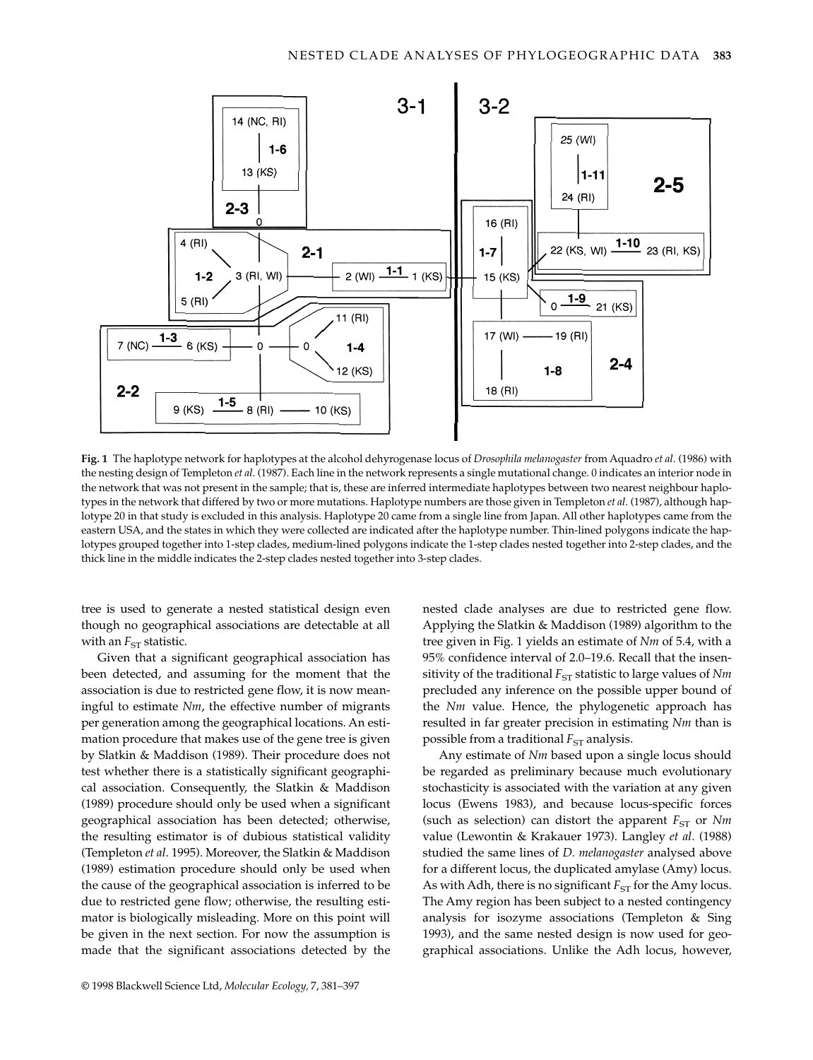**Fig. 1** The haplotype network for haplotypes at the alcohol dehyrogenase locus of *Drosophila melanogaster* from Aquadro *et al*. (1986) with the nesting design of Templeton *et al*. (1987). Each line in the network represents a single mutational change. 0 indicates an interior node in the network that was not present in the sample; that is, these are inferred intermediate haplotypes between two nearest neighbour haplotypes in the network that differed by two or more mutations. Haplotype numbers are those given in Templeton *et al*. (1987), although haplotype 20 in that study is excluded in this analysis. Haplotype 20 came from a single line from Japan. All other haplotypes came from the eastern USA, and the states in which they were collected are indicated after the haplotype number. Thin-lined polygons indicate the haplotypes grouped together into 1-step clades, medium-lined polygons indicate the 1-step clades nested together into 2-step clades, and the thick line in the middle indicates the 2-step clades nested together into 3-step clades.

tree is used to generate a nested statistical design even though no geographical associations are detectable at all with an $F_{ST}$ statistic.

Given that a significant geographical association has been detected, and assuming for the moment that the association is due to restricted gene flow, it is now meaningful to estimate *Nm*, the effective number of migrants per generation among the geographical locations. An estimation procedure that makes use of the gene tree is given by Slatkin & Maddison (1989). Their procedure does not test whether there is a statistically significant geographical association. Consequently, the Slatkin & Maddison (1989) procedure should only be used when a significant geographical association has been detected; otherwise, the resulting estimator is of dubious statistical validity (Templeton *et al*. 1995). Moreover, the Slatkin & Maddison (1989) estimation procedure should only be used when the cause of the geographical association is inferred to be due to restricted gene flow; otherwise, the resulting estimator is biologically misleading. More on this point will be given in the next section. For now the assumption is made that the significant associations detected by the nested clade analyses are due to restricted gene flow. Applying the Slatkin & Maddison (1989) algorithm to the tree given in Fig. 1 yields an estimate of *Nm* of 5.4, with a 95% confidence interval of 2.0–19.6. Recall that the insensitivity of the traditional $F_{ST}$ statistic to large values of *Nm* precluded any inference on the possible upper bound of the *Nm* value. Hence, the phylogenetic approach has resulted in far greater precision in estimating *Nm* than is possible from a traditional $F_{ST}$ analysis.

Any estimate of *Nm* based upon a single locus should be regarded as preliminary because much evolutionary stochasticity is associated with the variation at any given locus (Ewens 1983), and because locus-specific forces (such as selection) can distort the apparent $F_{ST}$ or *Nm* value (Lewontin & Krakauer 1973). Langley *et al*. (1988) studied the same lines of *D. melanogaster* analysed above for a different locus, the duplicated amylase (Amy) locus. As with Adh, there is no significant $F_{ST}$ for the Amy locus. The Amy region has been subject to a nested contingency analysis for isozyme associations (Templeton & Sing 1993), and the same nested design is now used for geographical associations. Unlike the Adh locus, however,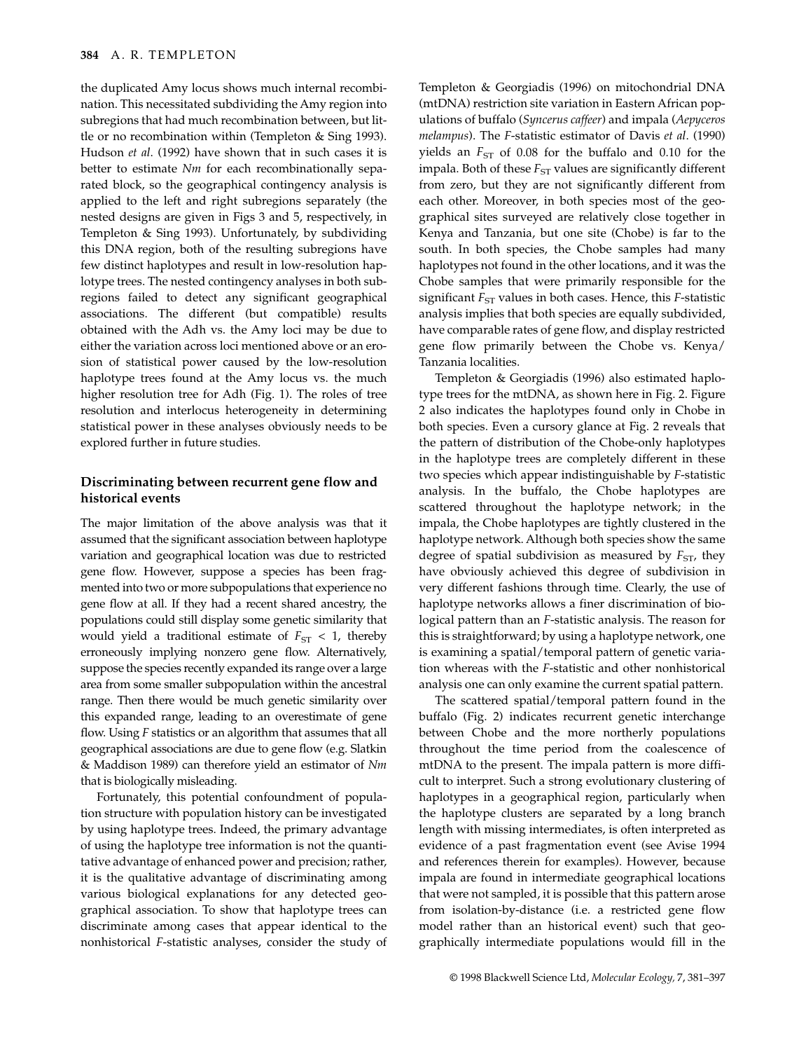the duplicated Amy locus shows much internal recombination. This necessitated subdividing the Amy region into subregions that had much recombination between, but little or no recombination within (Templeton & Sing 1993). Hudson *et al*. (1992) have shown that in such cases it is better to estimate *Nm* for each recombinationally separated block, so the geographical contingency analysis is applied to the left and right subregions separately (the nested designs are given in Figs 3 and 5, respectively, in Templeton & Sing 1993). Unfortunately, by subdividing this DNA region, both of the resulting subregions have few distinct haplotypes and result in low-resolution haplotype trees. The nested contingency analyses in both subregions failed to detect any significant geographical associations. The different (but compatible) results obtained with the Adh vs. the Amy loci may be due to either the variation across loci mentioned above or an erosion of statistical power caused by the low-resolution haplotype trees found at the Amy locus vs. the much higher resolution tree for Adh (Fig. 1). The roles of tree resolution and interlocus heterogeneity in determining statistical power in these analyses obviously needs to be explored further in future studies.

## Discriminating between recurrent gene flow and historical events

The major limitation of the above analysis was that it assumed that the significant association between haplotype variation and geographical location was due to restricted gene flow. However, suppose a species has been fragmented into two or more subpopulations that experience no gene flow at all. If they had a recent shared ancestry, the populations could still display some genetic similarity that would yield a traditional estimate of $F_{ST} < 1$, thereby erroneously implying nonzero gene flow. Alternatively, suppose the species recently expanded its range over a large area from some smaller subpopulation within the ancestral range. Then there would be much genetic similarity over this expanded range, leading to an overestimate of gene flow. Using *F* statistics or an algorithm that assumes that all geographical associations are due to gene flow (e.g. Slatkin & Maddison 1989) can therefore yield an estimator of *Nm* that is biologically misleading.

Fortunately, this potential confoundment of population structure with population history can be investigated by using haplotype trees. Indeed, the primary advantage of using the haplotype tree information is not the quantitative advantage of enhanced power and precision; rather, it is the qualitative advantage of discriminating among various biological explanations for any detected geographical association. To show that haplotype trees can discriminate among cases that appear identical to the nonhistorical *F*-statistic analyses, consider the study of Templeton & Georgiadis (1996) on mitochondrial DNA (mtDNA) restriction site variation in Eastern African populations of buffalo (*Syncerus caffeer*) and impala (*Aepyceros melampus*). The *F*-statistic estimator of Davis *et al*. (1990) yields an $F_{ST}$ of 0.08 for the buffalo and 0.10 for the impala. Both of these $F_{ST}$ values are significantly different from zero, but they are not significantly different from each other. Moreover, in both species most of the geographical sites surveyed are relatively close together in Kenya and Tanzania, but one site (Chobe) is far to the south. In both species, the Chobe samples had many haplotypes not found in the other locations, and it was the Chobe samples that were primarily responsible for the significant $F_{ST}$ values in both cases. Hence, this *F*-statistic analysis implies that both species are equally subdivided, have comparable rates of gene flow, and display restricted gene flow primarily between the Chobe vs. Kenya/Tanzania localities.

Templeton & Georgiadis (1996) also estimated haplotype trees for the mtDNA, as shown here in Fig. 2. Figure 2 also indicates the haplotypes found only in Chobe in both species. Even a cursory glance at Fig. 2 reveals that the pattern of distribution of the Chobe-only haplotypes in the haplotype trees are completely different in these two species which appear indistinguishable by *F*-statistic analysis. In the buffalo, the Chobe haplotypes are scattered throughout the haplotype network; in the impala, the Chobe haplotypes are tightly clustered in the haplotype network. Although both species show the same degree of spatial subdivision as measured by $F_{ST}$, they have obviously achieved this degree of subdivision in very different fashions through time. Clearly, the use of haplotype networks allows a finer discrimination of biological pattern than an *F*-statistic analysis. The reason for this is straightforward; by using a haplotype network, one is examining a spatial/temporal pattern of genetic variation whereas with the *F*-statistic and other nonhistorical analysis one can only examine the current spatial pattern.

The scattered spatial/temporal pattern found in the buffalo (Fig. 2) indicates recurrent genetic interchange between Chobe and the more northerly populations throughout the time period from the coalescence of mtDNA to the present. The impala pattern is more difficult to interpret. Such a strong evolutionary clustering of haplotypes in a geographical region, particularly when the haplotype clusters are separated by a long branch length with missing intermediates, is often interpreted as evidence of a past fragmentation event (see Avise 1994 and references therein for examples). However, because impala are found in intermediate geographical locations that were not sampled, it is possible that this pattern arose from isolation-by-distance (i.e. a restricted gene flow model rather than an historical event) such that geographically intermediate populations would fill in the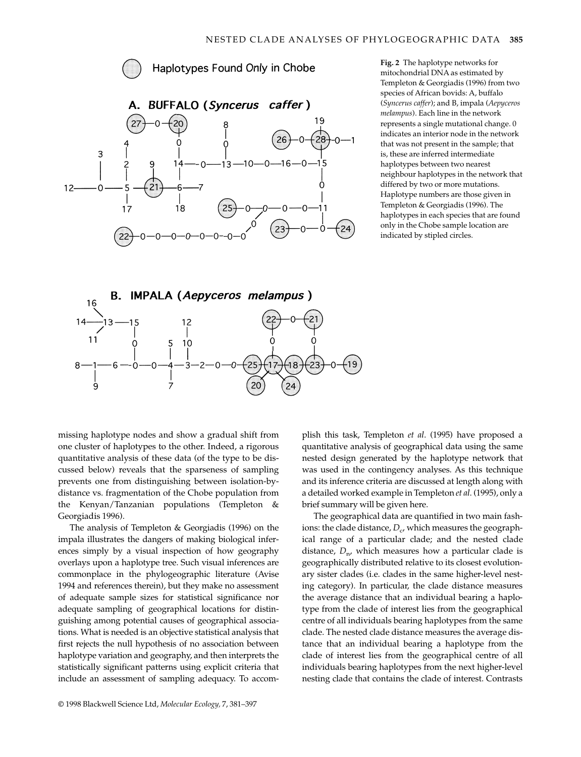Fig. 2 The haplotype networks for mitochondrial DNA as estimated by Templeton & Georgiadis (1996) from two species of African bovids: A, buffalo (*Syncerus caffer*); and B, impala (*Aepyceros melampus*). Each line in the network represents a single mutational change. 0 indicates an interior node in the network that was not present in the sample; that is, these are inferred intermediate haplotypes between two nearest neighbour haplotypes in the network that differed by two or more mutations. Haplotype numbers are those given in Templeton & Georgiadis (1996). The haplotypes in each species that are found only in the Chobe sample location are indicated by stipled circles.

missing haplotype nodes and show a gradual shift from one cluster of haplotypes to the other. Indeed, a rigorous quantitative analysis of these data (of the type to be discussed below) reveals that the sparseness of sampling prevents one from distinguishing between isolation-by-distance vs. fragmentation of the Chobe population from the Kenyan/Tanzanian populations (Templeton & Georgiadis 1996).

The analysis of Templeton & Georgiadis (1996) on the impala illustrates the dangers of making biological inferences simply by a visual inspection of how geography overlays upon a haplotype tree. Such visual inferences are commonplace in the phylogeographic literature (Avise 1994 and references therein), but they make no assessment of adequate sample sizes for statistical significance nor adequate sampling of geographical locations for distinguishing among potential causes of geographical associations. What is needed is an objective statistical analysis that first rejects the null hypothesis of no association between haplotype variation and geography, and then interprets the statistically significant patterns using explicit criteria that include an assessment of sampling adequacy. To accomplish this task, Templeton *et al*. (1995) have proposed a quantitative analysis of geographical data using the same nested design generated by the haplotype network that was used in the contingency analyses. As this technique and its inference criteria are discussed at length along with a detailed worked example in Templeton *et al*. (1995), only a brief summary will be given here.

The geographical data are quantified in two main fashions: the clade distance, $D_c$, which measures the geographical range of a particular clade; and the nested clade distance, $D_n$, which measures how a particular clade is geographically distributed relative to its closest evolutionary sister clades (i.e. clades in the same higher-level nesting category). In particular, the clade distance measures the average distance that an individual bearing a haplotype from the clade of interest lies from the geographical centre of all individuals bearing haplotypes from the same clade. The nested clade distance measures the average distance that an individual bearing a haplotype from the clade of interest lies from the geographical centre of all individuals bearing haplotypes from the next higher-level nesting clade that contains the clade of interest. Contrasts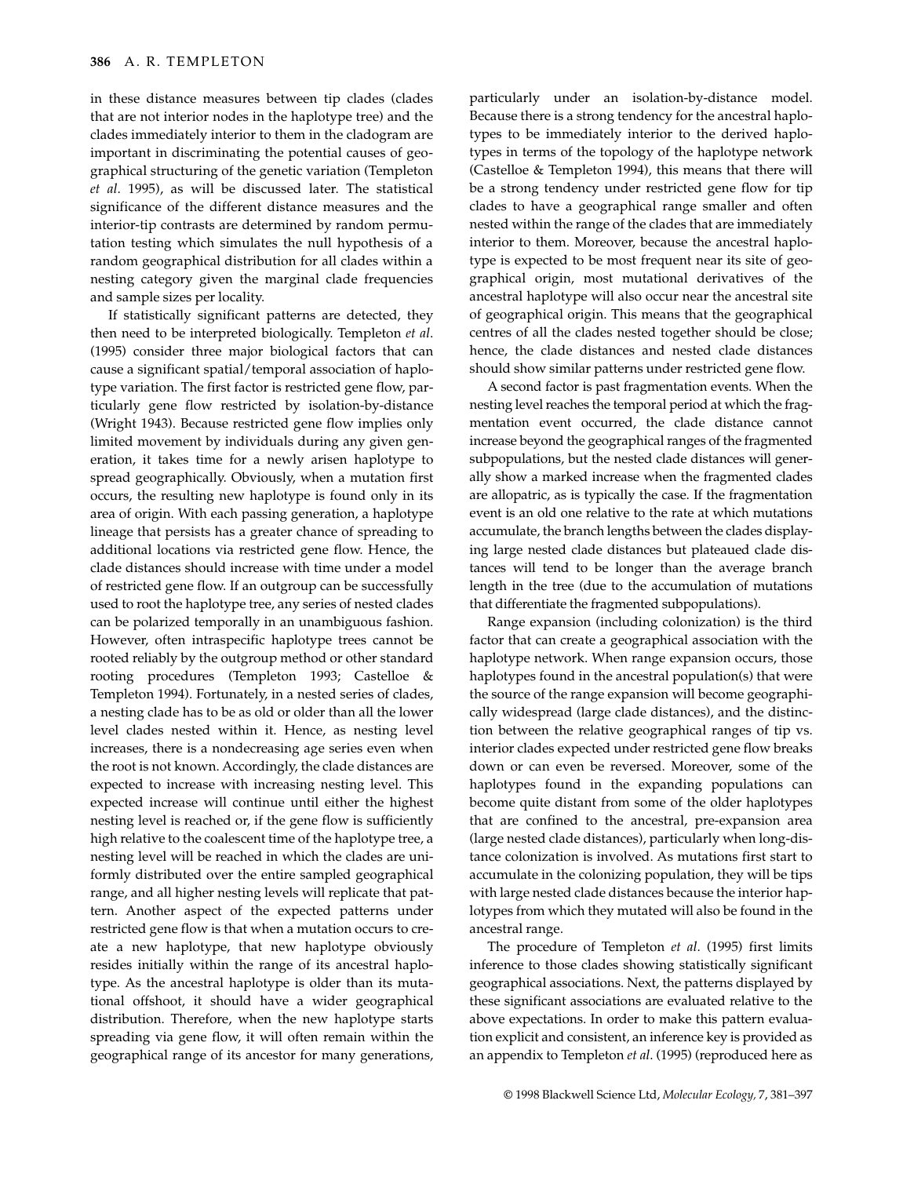in these distance measures between tip clades (clades that are not interior nodes in the haplotype tree) and the clades immediately interior to them in the cladogram are important in discriminating the potential causes of geographical structuring of the genetic variation (Templeton *et al*. 1995), as will be discussed later. The statistical significance of the different distance measures and the interior-tip contrasts are determined by random permutation testing which simulates the null hypothesis of a random geographical distribution for all clades within a nesting category given the marginal clade frequencies and sample sizes per locality.

If statistically significant patterns are detected, they then need to be interpreted biologically. Templeton *et al*. (1995) consider three major biological factors that can cause a significant spatial/temporal association of haplotype variation. The first factor is restricted gene flow, particularly gene flow restricted by isolation-by-distance (Wright 1943). Because restricted gene flow implies only limited movement by individuals during any given generation, it takes time for a newly arisen haplotype to spread geographically. Obviously, when a mutation first occurs, the resulting new haplotype is found only in its area of origin. With each passing generation, a haplotype lineage that persists has a greater chance of spreading to additional locations via restricted gene flow. Hence, the clade distances should increase with time under a model of restricted gene flow. If an outgroup can be successfully used to root the haplotype tree, any series of nested clades can be polarized temporally in an unambiguous fashion. However, often intraspecific haplotype trees cannot be rooted reliably by the outgroup method or other standard rooting procedures (Templeton 1993; Castelloe & Templeton 1994). Fortunately, in a nested series of clades, a nesting clade has to be as old or older than all the lower level clades nested within it. Hence, as nesting level increases, there is a nondecreasing age series even when the root is not known. Accordingly, the clade distances are expected to increase with increasing nesting level. This expected increase will continue until either the highest nesting level is reached or, if the gene flow is sufficiently high relative to the coalescent time of the haplotype tree, a nesting level will be reached in which the clades are uniformly distributed over the entire sampled geographical range, and all higher nesting levels will replicate that pattern. Another aspect of the expected patterns under restricted gene flow is that when a mutation occurs to create a new haplotype, that new haplotype obviously resides initially within the range of its ancestral haplotype. As the ancestral haplotype is older than its mutational offshoot, it should have a wider geographical distribution. Therefore, when the new haplotype starts spreading via gene flow, it will often remain within the geographical range of its ancestor for many generations, particularly under an isolation-by-distance model. Because there is a strong tendency for the ancestral haplotypes to be immediately interior to the derived haplotypes in terms of the topology of the haplotype network (Castelloe & Templeton 1994), this means that there will be a strong tendency under restricted gene flow for tip clades to have a geographical range smaller and often nested within the range of the clades that are immediately interior to them. Moreover, because the ancestral haplotype is expected to be most frequent near its site of geographical origin, most mutational derivatives of the ancestral haplotype will also occur near the ancestral site of geographical origin. This means that the geographical centres of all the clades nested together should be close; hence, the clade distances and nested clade distances should show similar patterns under restricted gene flow.

A second factor is past fragmentation events. When the nesting level reaches the temporal period at which the fragmentation event occurred, the clade distance cannot increase beyond the geographical ranges of the fragmented subpopulations, but the nested clade distances will generally show a marked increase when the fragmented clades are allopatric, as is typically the case. If the fragmentation event is an old one relative to the rate at which mutations accumulate, the branch lengths between the clades displaying large nested clade distances but plateaued clade distances will tend to be longer than the average branch length in the tree (due to the accumulation of mutations that differentiate the fragmented subpopulations).

Range expansion (including colonization) is the third factor that can create a geographical association with the haplotype network. When range expansion occurs, those haplotypes found in the ancestral population(s) that were the source of the range expansion will become geographically widespread (large clade distances), and the distinction between the relative geographical ranges of tip vs. interior clades expected under restricted gene flow breaks down or can even be reversed. Moreover, some of the haplotypes found in the expanding populations can become quite distant from some of the older haplotypes that are confined to the ancestral, pre-expansion area (large nested clade distances), particularly when long-distance colonization is involved. As mutations first start to accumulate in the colonizing population, they will be tips with large nested clade distances because the interior haplotypes from which they mutated will also be found in the ancestral range.

The procedure of Templeton *et al*. (1995) first limits inference to those clades showing statistically significant geographical associations. Next, the patterns displayed by these significant associations are evaluated relative to the above expectations. In order to make this pattern evaluation explicit and consistent, an inference key is provided as an appendix to Templeton *et al*. (1995) (reproduced here as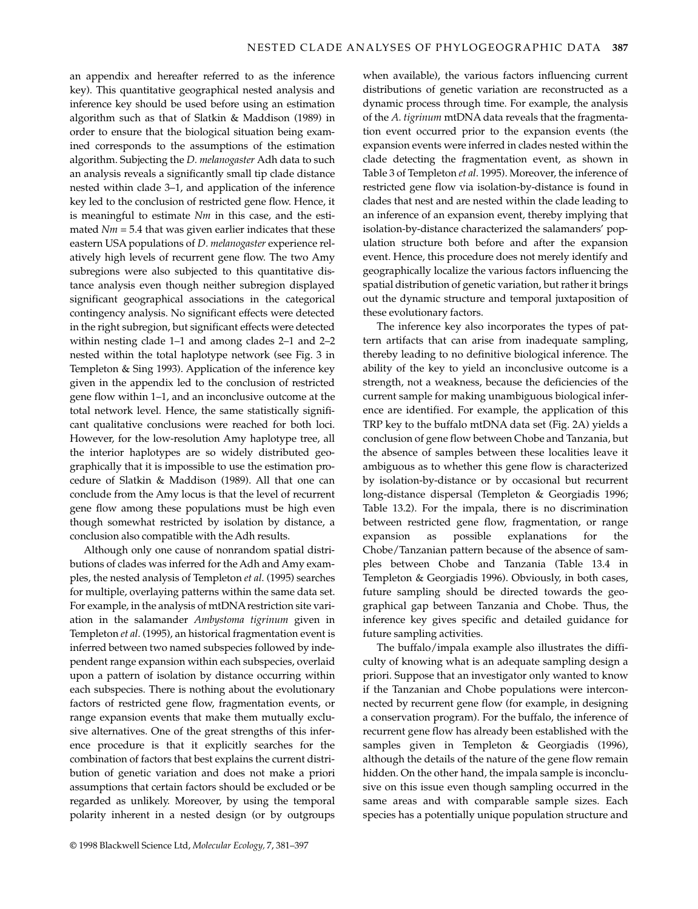an appendix and hereafter referred to as the inference key). This quantitative geographical nested analysis and inference key should be used before using an estimation algorithm such as that of Slatkin & Maddison (1989) in order to ensure that the biological situation being examined corresponds to the assumptions of the estimation algorithm. Subjecting the *D. melanogaster* Adh data to such an analysis reveals a significantly small tip clade distance nested within clade 3–1, and application of the inference key led to the conclusion of restricted gene flow. Hence, it is meaningful to estimate $Nm$ in this case, and the estimated $Nm = 5.4$ that was given earlier indicates that these eastern USA populations of *D. melanogaster* experience relatively high levels of recurrent gene flow. The two Amy subregions were also subjected to this quantitative distance analysis even though neither subregion displayed significant geographical associations in the categorical contingency analysis. No significant effects were detected in the right subregion, but significant effects were detected within nesting clade 1–1 and among clades 2–1 and 2–2 nested within the total haplotype network (see Fig. 3 in Templeton & Sing 1993). Application of the inference key given in the appendix led to the conclusion of restricted gene flow within 1–1, and an inconclusive outcome at the total network level. Hence, the same statistically significant qualitative conclusions were reached for both loci. However, for the low-resolution Amy haplotype tree, all the interior haplotypes are so widely distributed geographically that it is impossible to use the estimation procedure of Slatkin & Maddison (1989). All that one can conclude from the Amy locus is that the level of recurrent gene flow among these populations must be high even though somewhat restricted by isolation by distance, a conclusion also compatible with the Adh results.

Although only one cause of nonrandom spatial distributions of clades was inferred for the Adh and Amy examples, the nested analysis of Templeton *et al*. (1995) searches for multiple, overlaying patterns within the same data set. For example, in the analysis of mtDNA restriction site variation in the salamander *Ambystoma tigrinum* given in Templeton *et al*. (1995), an historical fragmentation event is inferred between two named subspecies followed by independent range expansion within each subspecies, overlaid upon a pattern of isolation by distance occurring within each subspecies. There is nothing about the evolutionary factors of restricted gene flow, fragmentation events, or range expansion events that make them mutually exclusive alternatives. One of the great strengths of this inference procedure is that it explicitly searches for the combination of factors that best explains the current distribution of genetic variation and does not make a priori assumptions that certain factors should be excluded or be regarded as unlikely. Moreover, by using the temporal polarity inherent in a nested design (or by outgroups when available), the various factors influencing current distributions of genetic variation are reconstructed as a dynamic process through time. For example, the analysis of the *A. tigrinum* mtDNA data reveals that the fragmentation event occurred prior to the expansion events (the expansion events were inferred in clades nested within the clade detecting the fragmentation event, as shown in Table 3 of Templeton *et al*. 1995). Moreover, the inference of restricted gene flow via isolation-by-distance is found in clades that nest and are nested within the clade leading to an inference of an expansion event, thereby implying that isolation-by-distance characterized the salamanders' population structure both before and after the expansion event. Hence, this procedure does not merely identify and geographically localize the various factors influencing the spatial distribution of genetic variation, but rather it brings out the dynamic structure and temporal juxtaposition of these evolutionary factors.

The inference key also incorporates the types of pattern artifacts that can arise from inadequate sampling, thereby leading to no definitive biological inference. The ability of the key to yield an inconclusive outcome is a strength, not a weakness, because the deficiencies of the current sample for making unambiguous biological inference are identified. For example, the application of this TRP key to the buffalo mtDNA data set (Fig. 2A) yields a conclusion of gene flow between Chobe and Tanzania, but the absence of samples between these localities leave it ambiguous as to whether this gene flow is characterized by isolation-by-distance or by occasional but recurrent long-distance dispersal (Templeton & Georgiadis 1996; Table 13.2). For the impala, there is no discrimination between restricted gene flow, fragmentation, or range expansion as possible explanations for the Chobe/Tanzanian pattern because of the absence of samples between Chobe and Tanzania (Table 13.4 in Templeton & Georgiadis 1996). Obviously, in both cases, future sampling should be directed towards the geographical gap between Tanzania and Chobe. Thus, the inference key gives specific and detailed guidance for future sampling activities.

The buffalo/impala example also illustrates the difficulty of knowing what is an adequate sampling design a priori. Suppose that an investigator only wanted to know if the Tanzanian and Chobe populations were interconnected by recurrent gene flow (for example, in designing a conservation program). For the buffalo, the inference of recurrent gene flow has already been established with the samples given in Templeton & Georgiadis (1996), although the details of the nature of the gene flow remain hidden. On the other hand, the impala sample is inconclusive on this issue even though sampling occurred in the same areas and with comparable sample sizes. Each species has a potentially unique population structure and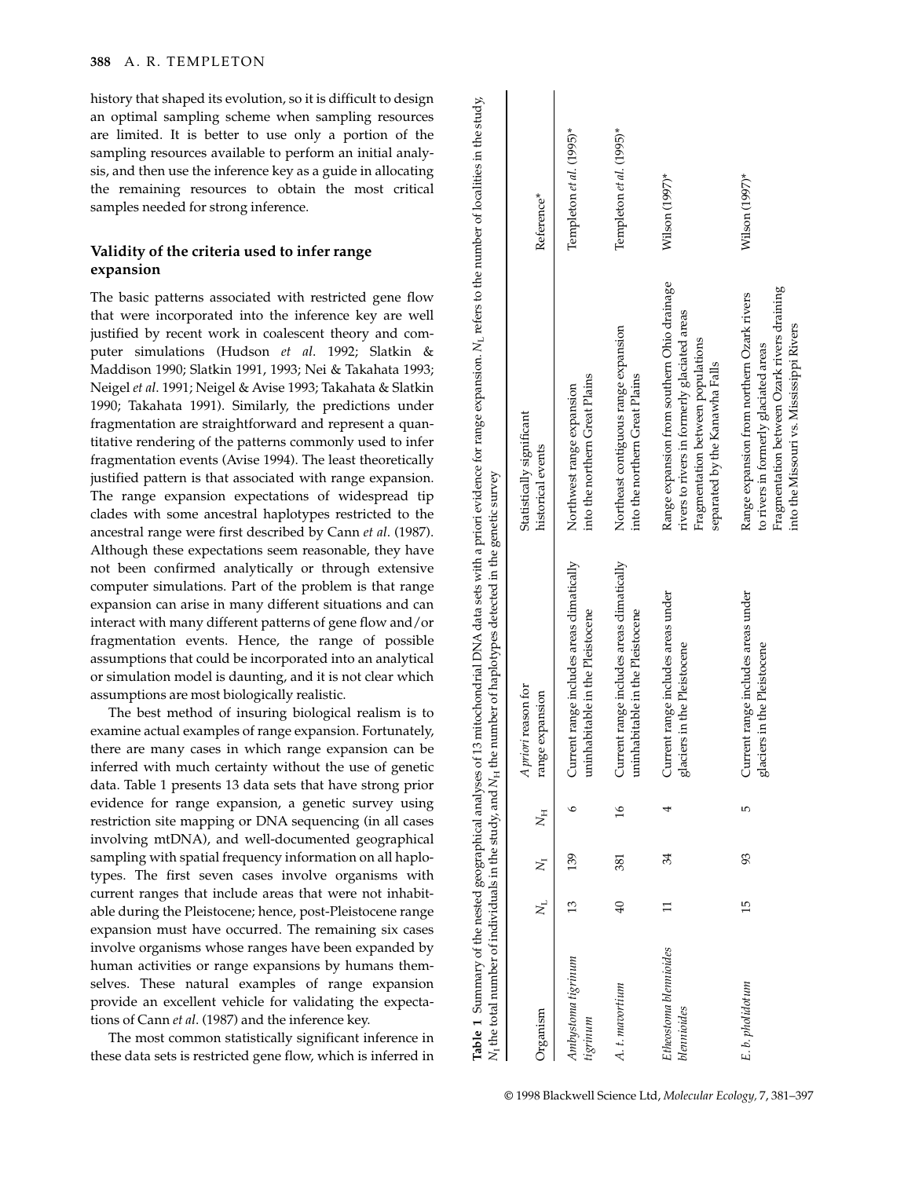history that shaped its evolution, so it is difficult to design an optimal sampling scheme when sampling resources are limited. It is better to use only a portion of the sampling resources available to perform an initial analysis, and then use the inference key as a guide in allocating the remaining resources to obtain the most critical samples needed for strong inference.

## Validity of the criteria used to infer range expansion

The basic patterns associated with restricted gene flow that were incorporated into the inference key are well justified by recent work in coalescent theory and computer simulations (Hudson *et al*. 1992; Slatkin & Maddison 1990; Slatkin 1991, 1993; Nei & Takahata 1993; Neigel *et al*. 1991; Neigel & Avise 1993; Takahata & Slatkin 1990; Takahata 1991). Similarly, the predictions under fragmentation are straightforward and represent a quantitative rendering of the patterns commonly used to infer fragmentation events (Avise 1994). The least theoretically justified pattern is that associated with range expansion. The range expansion expectations of widespread tip clades with some ancestral haplotypes restricted to the ancestral range were first described by Cann *et al*. (1987). Although these expectations seem reasonable, they have not been confirmed analytically or through extensive computer simulations. Part of the problem is that range expansion can arise in many different situations and can interact with many different patterns of gene flow and/or fragmentation events. Hence, the range of possible assumptions that could be incorporated into an analytical or simulation model is daunting, and it is not clear which assumptions are most biologically realistic.

The best method of insuring biological realism is to examine actual examples of range expansion. Fortunately, there are many cases in which range expansion can be inferred with much certainty without the use of genetic data. Table 1 presents 13 data sets that have strong prior evidence for range expansion, a genetic survey using restriction site mapping or DNA sequencing (in all cases involving mtDNA), and well-documented geographical sampling with spatial frequency information on all haplotypes. The first seven cases involve organisms with current ranges that include areas that were not inhabitable during the Pleistocene; hence, post-Pleistocene range expansion must have occurred. The remaining six cases involve organisms whose ranges have been expanded by human activities or range expansions by humans themselves. These natural examples of range expansion provide an excellent vehicle for validating the expectations of Cann *et al*. (1987) and the inference key.

The most common statistically significant inference in these data sets is restricted gene flow, which is inferred in

**Table 1** Summary of the nested geographical analyses of 13 mitochondrial DNA data sets with a priori evidence for range expansion. $N_L$ refers to the number of localities in the study, $N_I$ the total number of individuals in the study, and $N_H$ the number of haplotypes detected in the genetic survey

| Organism | $N_L$ | $N_I$ | $N_H$ | *A priori* reason for range expansion | Statistically significant historical events | Reference* |
|---|---|---|---|---|---|---|
| *Ambystoma tigrinum tigrinum* | 13 | 139 | 6 | Current range includes areas climatically uninhabitable in the Pleistocene | Northwest range expansion into the northern Great Plains | Templeton *et al*. (1995)* |
| *A. t. mavortium* | 40 | 381 | 16 | Current range includes areas climatically uninhabitable in the Pleistocene | Northeast contiguous range expansion into the northern Great Plains | Templeton *et al*. (1995)* |
| *Etheostoma blennioides blennioides* | 11 | 34 | 4 | Current range includes areas under glaciers in the Pleistocene | Range expansion from southern Ohio drainage rivers to rivers in formerly glaciated areas<br>Fragmentation between populations separated by the Kanawha Falls | Wilson (1997)* |
| *E. b. pholidotum* | 15 | 93 | 5 | Current range includes areas under glaciers in the Pleistocene | Range expansion from northern Ozark rivers to rivers in formerly glaciated areas<br>Fragmentation between Ozark rivers draining into the Missouri vs. Mississippi Rivers | Wilson (1997)* |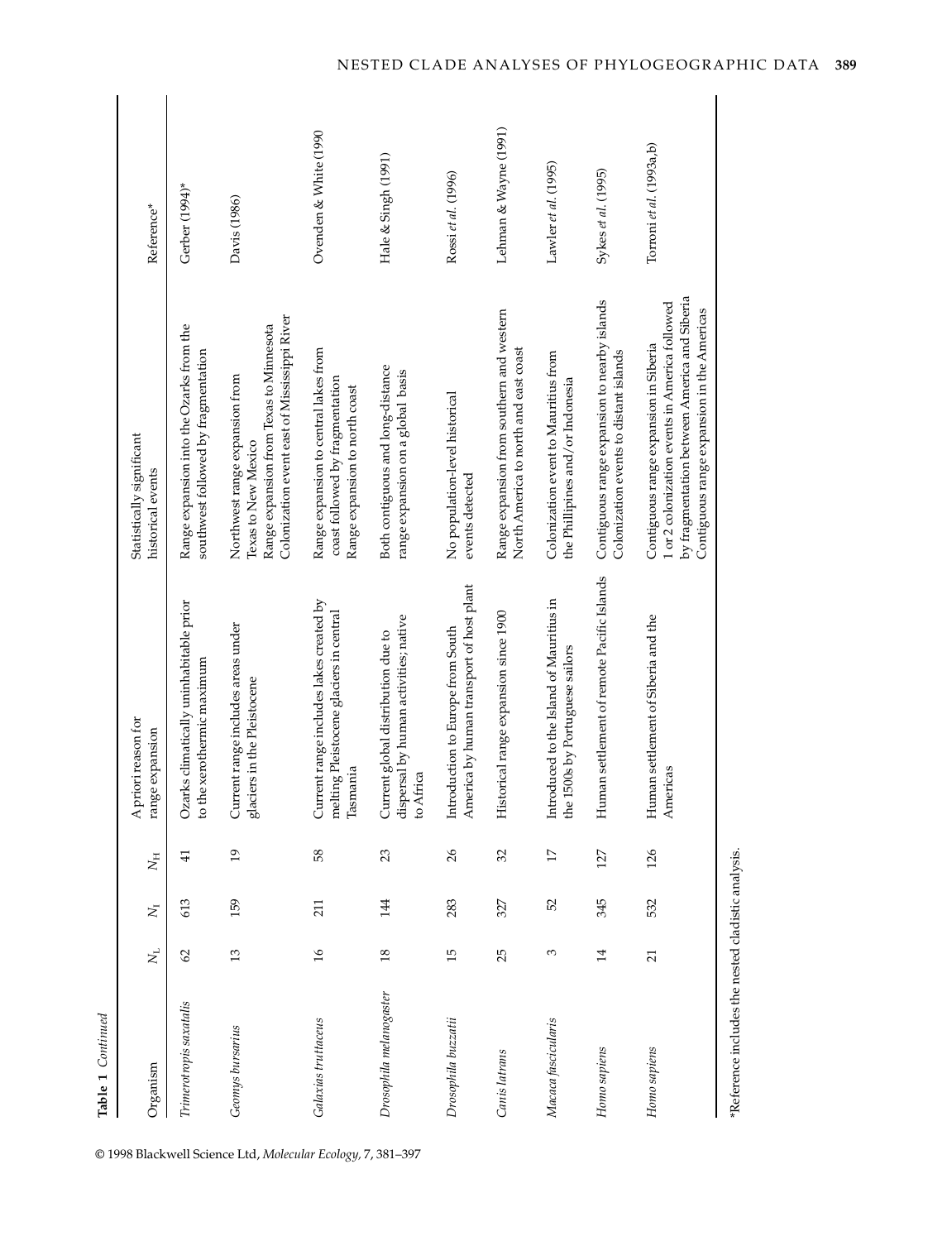**Table 1** *Continued*

| Organism | $N_L$ | $N_I$ | $N_H$ | A priori reason for range expansion | Statistically significant historical events | Reference* |
|---|---|---|---|---|---|---|
| *Trimerotropis saxatalis* | 62 | 613 | 41 | Ozarks climatically uninhabitable prior to the xerothermic maximum | Range expansion into the Ozarks from the southwest followed by fragmentation | Gerber (1994)* |
| *Geomys bursarius* | 13 | 159 | 19 | Current range includes areas under glaciers in the Pleistocene | Northwest range expansion from Texas to New Mexico<br>Range expansion from Texas to Minnesota<br>Colonization event east of Mississippi River | Davis (1986) |
| *Galaxias truttaceus* | 16 | 211 | 58 | Current range includes lakes created by melting Pleistocene glaciers in central Tasmania | Range expansion to central lakes from coast followed by fragmentation<br>Range expansion to north coast | Ovenden & White (1990) |
| *Drosophila melanogaster* | 18 | 144 | 23 | Current global distribution due to dispersal by human activities; native to Africa | Both contiguous and long-distance range expansion on a global basis | Hale & Singh (1991) |
| *Drosophila buzzatii* | 15 | 283 | 26 | Introduction to Europe from South America by human transport of host plant | No population-level historical events detected | Rossi *et al.* (1996) |
| *Canis latrans* | 25 | 327 | 32 | Historical range expansion since 1900 | Range expansion from southern and western North America to north and east coast | Lehman & Wayne (1991) |
| *Macaca fascicularis* | 3 | 52 | 17 | Introduced to the Island of Mauritius in the 1500s by Portuguese sailors | Colonization event to Mauritius from the Phillipines and/or Indonesia | Lawler *et al.* (1995) |
| *Homo sapiens* | 14 | 345 | 127 | Human settlement of remote Pacific Islands | Contiguous range expansion to nearby islands<br>Colonization events to distant islands | Sykes *et al.* (1995) |
| *Homo sapiens* | 21 | 532 | 126 | Human settlement of Siberia and the Americas | Contiguous range expansion in Siberia<br>1 or 2 colonization events in America followed by fragmentation between America and Siberia<br>Contiguous range expansion in the Americas | Torroni *et al.* (1993a,b) |

*Reference includes the nested cladistic analysis.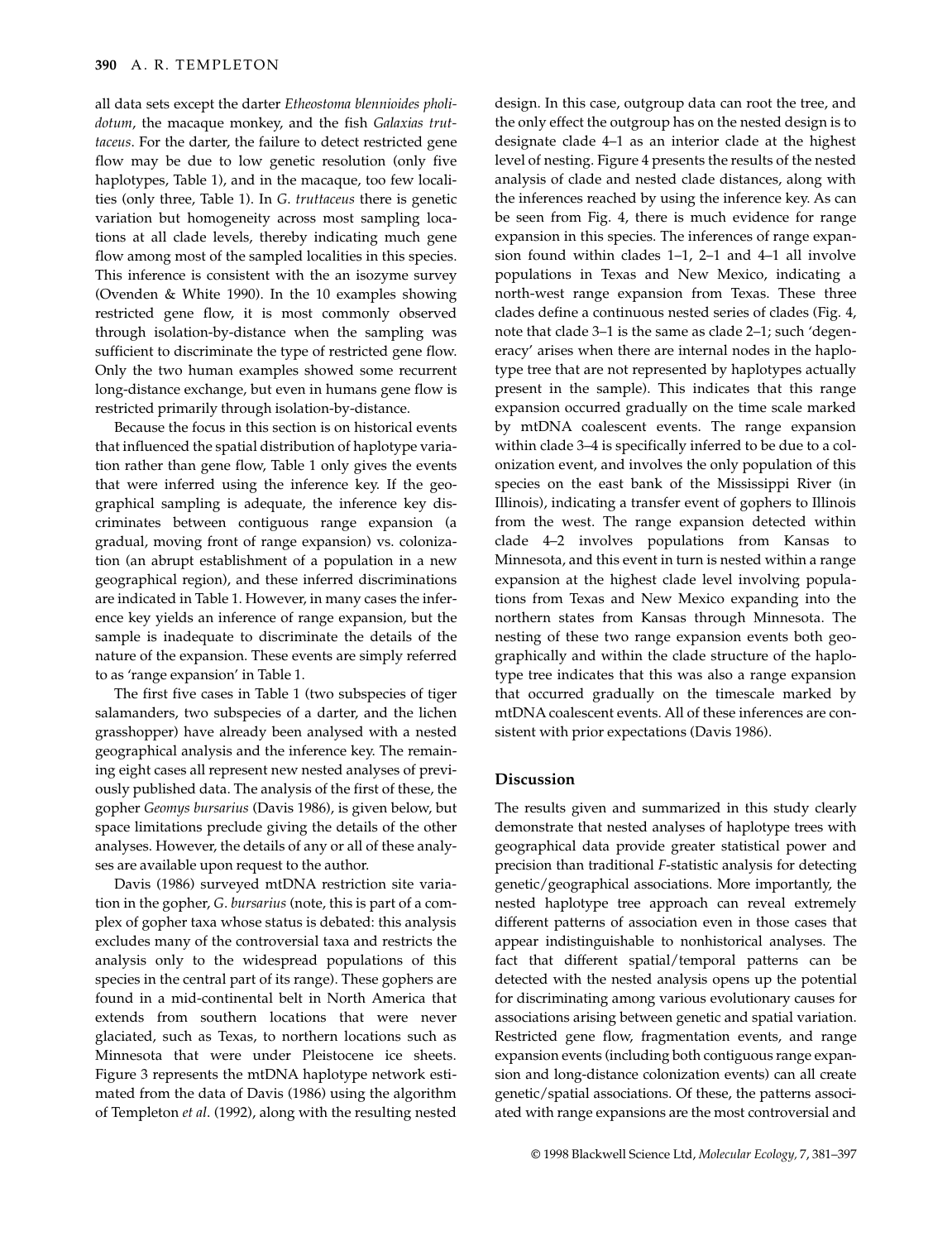all data sets except the darter *Etheostoma blennioides pholidotum*, the macaque monkey, and the fish *Galaxias truttaceus*. For the darter, the failure to detect restricted gene flow may be due to low genetic resolution (only five haplotypes, Table 1), and in the macaque, too few localities (only three, Table 1). In *G. truttaceus* there is genetic variation but homogeneity across most sampling locations at all clade levels, thereby indicating much gene flow among most of the sampled localities in this species. This inference is consistent with the an isozyme survey (Ovenden & White 1990). In the 10 examples showing restricted gene flow, it is most commonly observed through isolation-by-distance when the sampling was sufficient to discriminate the type of restricted gene flow. Only the two human examples showed some recurrent long-distance exchange, but even in humans gene flow is restricted primarily through isolation-by-distance.

Because the focus in this section is on historical events that influenced the spatial distribution of haplotype variation rather than gene flow, Table 1 only gives the events that were inferred using the inference key. If the geographical sampling is adequate, the inference key discriminates between contiguous range expansion (a gradual, moving front of range expansion) vs. colonization (an abrupt establishment of a population in a new geographical region), and these inferred discriminations are indicated in Table 1. However, in many cases the inference key yields an inference of range expansion, but the sample is inadequate to discriminate the details of the nature of the expansion. These events are simply referred to as 'range expansion' in Table 1.

The first five cases in Table 1 (two subspecies of tiger salamanders, two subspecies of a darter, and the lichen grasshopper) have already been analysed with a nested geographical analysis and the inference key. The remaining eight cases all represent new nested analyses of previously published data. The analysis of the first of these, the gopher *Geomys bursarius* (Davis 1986), is given below, but space limitations preclude giving the details of the other analyses. However, the details of any or all of these analyses are available upon request to the author.

Davis (1986) surveyed mtDNA restriction site variation in the gopher, *G. bursarius* (note, this is part of a complex of gopher taxa whose status is debated: this analysis excludes many of the controversial taxa and restricts the analysis only to the widespread populations of this species in the central part of its range). These gophers are found in a mid-continental belt in North America that extends from southern locations that were never glaciated, such as Texas, to northern locations such as Minnesota that were under Pleistocene ice sheets. Figure 3 represents the mtDNA haplotype network estimated from the data of Davis (1986) using the algorithm of Templeton *et al*. (1992), along with the resulting nested design. In this case, outgroup data can root the tree, and the only effect the outgroup has on the nested design is to designate clade 4–1 as an interior clade at the highest level of nesting. Figure 4 presents the results of the nested analysis of clade and nested clade distances, along with the inferences reached by using the inference key. As can be seen from Fig. 4, there is much evidence for range expansion in this species. The inferences of range expansion found within clades 1–1, 2–1 and 4–1 all involve populations in Texas and New Mexico, indicating a north-west range expansion from Texas. These three clades define a continuous nested series of clades (Fig. 4, note that clade 3–1 is the same as clade 2–1; such 'degeneracy' arises when there are internal nodes in the haplotype tree that are not represented by haplotypes actually present in the sample). This indicates that this range expansion occurred gradually on the time scale marked by mtDNA coalescent events. The range expansion within clade 3–4 is specifically inferred to be due to a colonization event, and involves the only population of this species on the east bank of the Mississippi River (in Illinois), indicating a transfer event of gophers to Illinois from the west. The range expansion detected within clade 4–2 involves populations from Kansas to Minnesota, and this event in turn is nested within a range expansion at the highest clade level involving populations from Texas and New Mexico expanding into the northern states from Kansas through Minnesota. The nesting of these two range expansion events both geographically and within the clade structure of the haplotype tree indicates that this was also a range expansion that occurred gradually on the timescale marked by mtDNA coalescent events. All of these inferences are consistent with prior expectations (Davis 1986).

## Discussion

The results given and summarized in this study clearly demonstrate that nested analyses of haplotype trees with geographical data provide greater statistical power and precision than traditional *F*-statistic analysis for detecting genetic/geographical associations. More importantly, the nested haplotype tree approach can reveal extremely different patterns of association even in those cases that appear indistinguishable to nonhistorical analyses. The fact that different spatial/temporal patterns can be detected with the nested analysis opens up the potential for discriminating among various evolutionary causes for associations arising between genetic and spatial variation. Restricted gene flow, fragmentation events, and range expansion events (including both contiguous range expansion and long-distance colonization events) can all create genetic/spatial associations. Of these, the patterns associated with range expansions are the most controversial and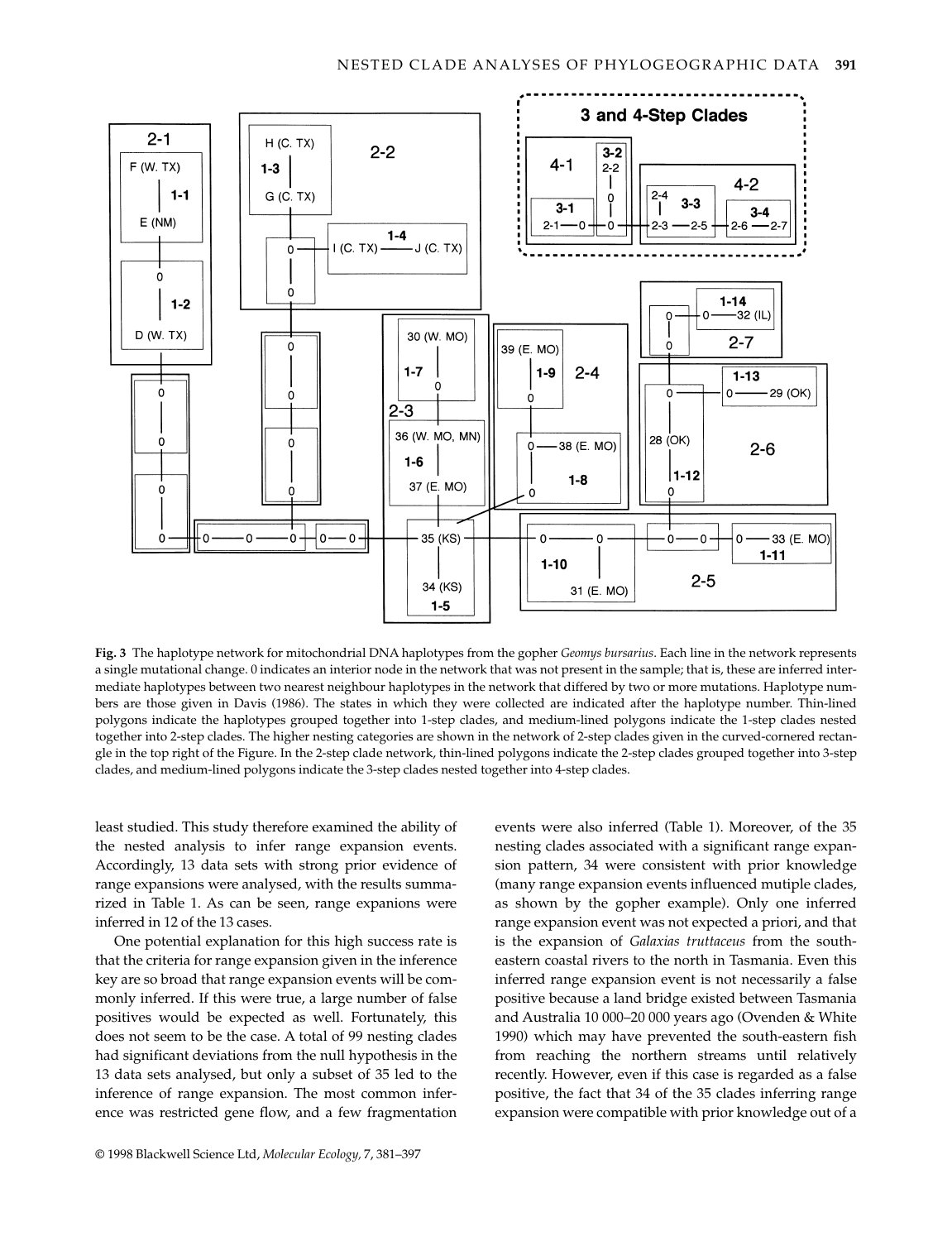Fig. 3 The haplotype network for mitochondrial DNA haplotypes from the gopher *Geomys bursarius*. Each line in the network represents a single mutational change. 0 indicates an interior node in the network that was not present in the sample; that is, these are inferred intermediate haplotypes between two nearest neighbour haplotypes in the network that differed by two or more mutations. Haplotype numbers are those given in Davis (1986). The states in which they were collected are indicated after the haplotype number. Thin-lined polygons indicate the haplotypes grouped together into 1-step clades, and medium-lined polygons indicate the 1-step clades nested together into 2-step clades. The higher nesting categories are shown in the network of 2-step clades given in the curved-cornered rectangle in the top right of the Figure. In the 2-step clade network, thin-lined polygons indicate the 2-step clades grouped together into 3-step clades, and medium-lined polygons indicate the 3-step clades nested together into 4-step clades.

least studied. This study therefore examined the ability of the nested analysis to infer range expansion events. Accordingly, 13 data sets with strong prior evidence of range expansions were analysed, with the results summarized in Table 1. As can be seen, range expanions were inferred in 12 of the 13 cases.

One potential explanation for this high success rate is that the criteria for range expansion given in the inference key are so broad that range expansion events will be commonly inferred. If this were true, a large number of false positives would be expected as well. Fortunately, this does not seem to be the case. A total of 99 nesting clades had significant deviations from the null hypothesis in the 13 data sets analysed, but only a subset of 35 led to the inference of range expansion. The most common inference was restricted gene flow, and a few fragmentation events were also inferred (Table 1). Moreover, of the 35 nesting clades associated with a significant range expansion pattern, 34 were consistent with prior knowledge (many range expansion events influenced mutiple clades, as shown by the gopher example). Only one inferred range expansion event was not expected a priori, and that is the expansion of *Galaxias truttaceus* from the south-eastern coastal rivers to the north in Tasmania. Even this inferred range expansion event is not necessarily a false positive because a land bridge existed between Tasmania and Australia 10 000–20 000 years ago (Ovenden & White 1990) which may have prevented the south-eastern fish from reaching the northern streams until relatively recently. However, even if this case is regarded as a false positive, the fact that 34 of the 35 clades inferring range expansion were compatible with prior knowledge out of a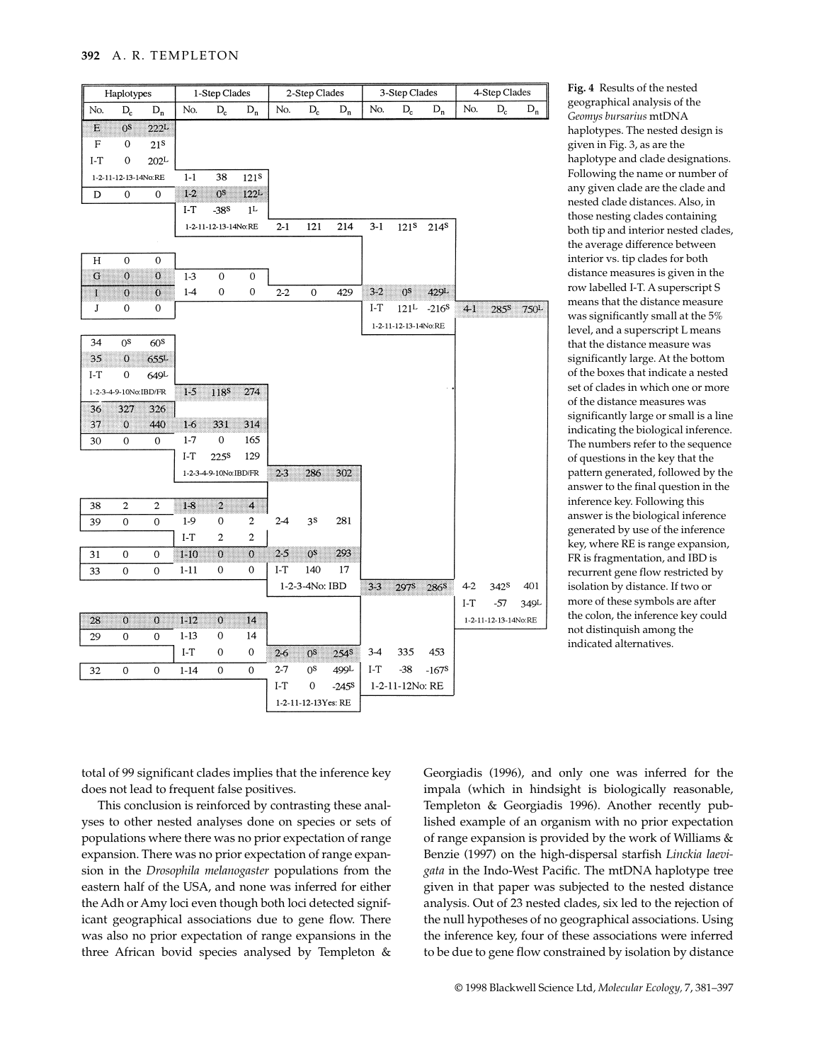| Haplotypes | | | 1-Step Clades | | | 2-Step Clades | | | 3-Step Clades | | | 4-Step Clades | | |
|---|---|---|---|---|---|---|---|---|---|---|---|---|---|---|
| No. | $D_c$ | $D_n$ | No. | $D_c$ | $D_n$ | No. | $D_c$ | $D_n$ | No. | $D_c$ | $D_n$ | No. | $D_c$ | $D_n$ |
| E | $0^S$ | $222^L$ | | | | | | | | | | | | |
| F | 0 | $21^S$ | | | | | | | | | | | | |
| I-T | 0 | $202^L$ | | | | | | | | | | | | |
| 1-2-11-12-13-14No:RE | | | 1-1 | 38 | $121^S$ | | | | | | | | | |
| D | 0 | 0 | 1-2 | $0^S$ | $122^L$ | | | | | | | | | |
| | | | I-T | $-38^S$ | $1^L$ | | | | | | | | | |
| | | | 1-2-11-12-13-14No:RE | | | 2-1 | 121 | 214 | 3-1 | $121^S$ | $214^S$ | | | |
| H | 0 | 0 | | | | | | | | | | | | |
| G | 0 | 0 | 1-3 | 0 | 0 | | | | | | | | | |
| I | 0 | 0 | 1-4 | 0 | 0 | 2-2 | 0 | 429 | 3-2 | $0^S$ | $429^L$ | | | |
| J | 0 | 0 | | | | | | | I-T | $121^L$ | $-216^S$ | 4-1 | $285^S$ | $750^L$ |
| | | | | | | | | | 1-2-11-12-13-14No:RE | | | | | |
| 34 | $0^S$ | $60^S$ | | | | | | | | | | | | |
| 35 | 0 | $655^L$ | | | | | | | | | | | | |
| I-T | 0 | $649^L$ | | | | | | | | | | | | |
| 1-2-3-4-9-10No:IBD/FR | | | 1-5 | $118^S$ | 274 | | | | | | | | | |
| 36 | 327 | 326 | | | | | | | | | | | | |
| 37 | 0 | 440 | 1-6 | 331 | 314 | | | | | | | | | |
| 30 | 0 | 0 | 1-7 | 0 | 165 | | | | | | | | | |
| | | | I-T | $225^S$ | 129 | | | | | | | | | |
| | | | 1-2-3-4-9-10No:IBD/FR | | | 2-3 | 286 | 302 | | | | | | |
| 38 | 2 | 2 | 1-8 | 2 | 4 | | | | | | | | | |
| 39 | 0 | 0 | 1-9 | 0 | 2 | 2-4 | $3^S$ | 281 | | | | | | |
| | | | I-T | 2 | 2 | | | | | | | | | |
| 31 | 0 | 0 | 1-10 | 0 | 0 | 2-5 | $0^S$ | 293 | | | | | | |
| 33 | 0 | 0 | 1-11 | 0 | 0 | I-T | 140 | 17 | | | | | | |
| | | | | | | 1-2-3-4No: IBD | | | 3-3 | $297^S$ | $286^S$ | 4-2 | $342^S$ | 401 |
| | | | | | | | | | | | | I-T | -57 | $349^L$ |
| 28 | 0 | 0 | 1-12 | 0 | 14 | | | | | | | 1-2-11-12-13-14No:RE | | |
| 29 | 0 | 0 | 1-13 | 0 | 14 | | | | | | | | | |
| | | | I-T | 0 | 0 | 2-6 | $0^S$ | $254^S$ | 3-4 | 335 | 453 | | | |
| 32 | 0 | 0 | 1-14 | 0 | 0 | 2-7 | $0^S$ | $499^L$ | I-T | -38 | $-167^S$ | | | |
| | | | | | | I-T | 0 | $-245^S$ | 1-2-11-12No: RE | | | | | |
| | | | | | | 1-2-11-12-13Yes: RE | | | | | | | | |

**Fig. 4** Results of the nested geographical analysis of the *Geomys bursarius* mtDNA haplotypes. The nested design is given in Fig. 3, as are the haplotype and clade designations. Following the name or number of any given clade are the clade and nested clade distances. Also, in those nesting clades containing both tip and interior nested clades, the average difference between interior vs. tip clades for both distance measures is given in the row labelled I-T. A superscript S means that the distance measure was significantly small at the 5% level, and a superscript L means that the distance measure was significantly large. At the bottom of the boxes that indicate a nested set of clades in which one or more of the distance measures was significantly large or small is a line indicating the biological inference. The numbers refer to the sequence of questions in the key that the pattern generated, followed by the answer to the final question in the inference key. Following this answer is the biological inference generated by use of the inference key, where RE is range expansion, FR is fragmentation, and IBD is recurrent gene flow restricted by isolation by distance. If two or more of these symbols are after the colon, the inference key could not distinguish among the indicated alternatives.

total of 99 significant clades implies that the inference key does not lead to frequent false positives.

This conclusion is reinforced by contrasting these analyses to other nested analyses done on species or sets of populations where there was no prior expectation of range expansion. There was no prior expectation of range expansion in the *Drosophila melanogaster* populations from the eastern half of the USA, and none was inferred for either the Adh or Amy loci even though both loci detected significant geographical associations due to gene flow. There was also no prior expectation of range expansions in the three African bovid species analysed by Templeton & Georgiadis (1996), and only one was inferred for the impala (which in hindsight is biologically reasonable, Templeton & Georgiadis 1996). Another recently published example of an organism with no prior expectation of range expansion is provided by the work of Williams & Benzie (1997) on the high-dispersal starfish *Linckia laevigata* in the Indo-West Pacific. The mtDNA haplotype tree given in that paper was subjected to the nested distance analysis. Out of 23 nested clades, six led to the rejection of the null hypotheses of no geographical associations. Using the inference key, four of these associations were inferred to be due to gene flow constrained by isolation by distance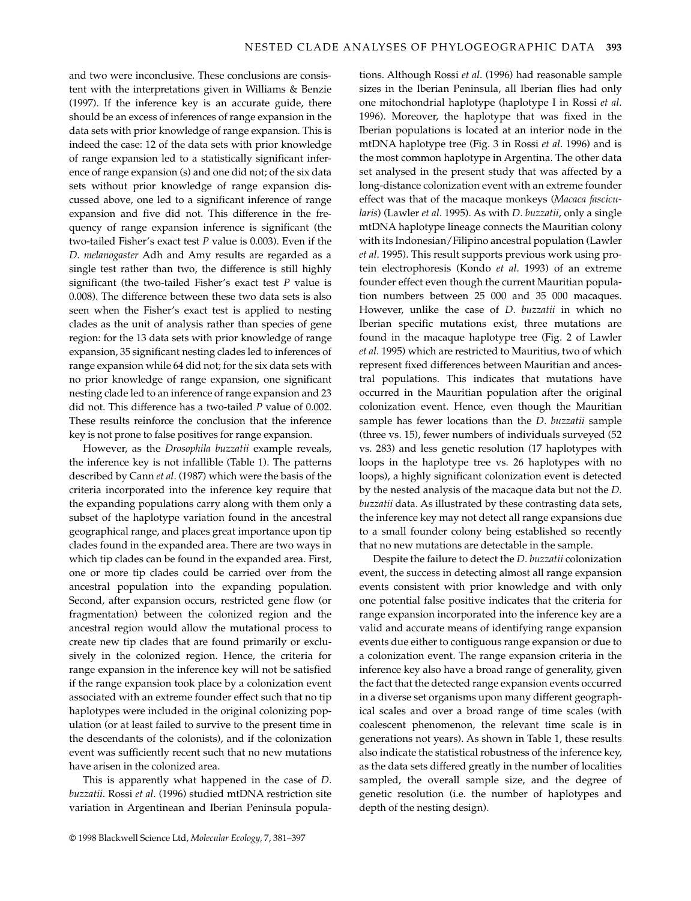and two were inconclusive. These conclusions are consistent with the interpretations given in Williams & Benzie (1997). If the inference key is an accurate guide, there should be an excess of inferences of range expansion in the data sets with prior knowledge of range expansion. This is indeed the case: 12 of the data sets with prior knowledge of range expansion led to a statistically significant inference of range expansion (s) and one did not; of the six data sets without prior knowledge of range expansion discussed above, one led to a significant inference of range expansion and five did not. This difference in the frequency of range expansion inference is significant (the two-tailed Fisher's exact test *P* value is 0.003). Even if the *D. melanogaster* Adh and Amy results are regarded as a single test rather than two, the difference is still highly significant (the two-tailed Fisher's exact test *P* value is 0.008). The difference between these two data sets is also seen when the Fisher's exact test is applied to nesting clades as the unit of analysis rather than species of gene region: for the 13 data sets with prior knowledge of range expansion, 35 significant nesting clades led to inferences of range expansion while 64 did not; for the six data sets with no prior knowledge of range expansion, one significant nesting clade led to an inference of range expansion and 23 did not. This difference has a two-tailed *P* value of 0.002. These results reinforce the conclusion that the inference key is not prone to false positives for range expansion.

However, as the *Drosophila buzzatii* example reveals, the inference key is not infallible (Table 1). The patterns described by Cann *et al*. (1987) which were the basis of the criteria incorporated into the inference key require that the expanding populations carry along with them only a subset of the haplotype variation found in the ancestral geographical range, and places great importance upon tip clades found in the expanded area. There are two ways in which tip clades can be found in the expanded area. First, one or more tip clades could be carried over from the ancestral population into the expanding population. Second, after expansion occurs, restricted gene flow (or fragmentation) between the colonized region and the ancestral region would allow the mutational process to create new tip clades that are found primarily or exclusively in the colonized region. Hence, the criteria for range expansion in the inference key will not be satisfied if the range expansion took place by a colonization event associated with an extreme founder effect such that no tip haplotypes were included in the original colonizing population (or at least failed to survive to the present time in the descendants of the colonists), and if the colonization event was sufficiently recent such that no new mutations have arisen in the colonized area.

This is apparently what happened in the case of *D. buzzatii*. Rossi *et al*. (1996) studied mtDNA restriction site variation in Argentinean and Iberian Peninsula populations. Although Rossi *et al*. (1996) had reasonable sample sizes in the Iberian Peninsula, all Iberian flies had only one mitochondrial haplotype (haplotype I in Rossi *et al*. 1996). Moreover, the haplotype that was fixed in the Iberian populations is located at an interior node in the mtDNA haplotype tree (Fig. 3 in Rossi *et al*. 1996) and is the most common haplotype in Argentina. The other data set analysed in the present study that was affected by a long-distance colonization event with an extreme founder effect was that of the macaque monkeys (*Macaca fascicularis*) (Lawler *et al*. 1995). As with *D. buzzatii*, only a single mtDNA haplotype lineage connects the Mauritian colony with its Indonesian/Filipino ancestral population (Lawler *et al*. 1995). This result supports previous work using protein electrophoresis (Kondo *et al*. 1993) of an extreme founder effect even though the current Mauritian population numbers between 25 000 and 35 000 macaques. However, unlike the case of *D. buzzatii* in which no Iberian specific mutations exist, three mutations are found in the macaque haplotype tree (Fig. 2 of Lawler *et al*. 1995) which are restricted to Mauritius, two of which represent fixed differences between Mauritian and ancestral populations. This indicates that mutations have occurred in the Mauritian population after the original colonization event. Hence, even though the Mauritian sample has fewer locations than the *D. buzzatii* sample (three vs. 15), fewer numbers of individuals surveyed (52 vs. 283) and less genetic resolution (17 haplotypes with loops in the haplotype tree vs. 26 haplotypes with no loops), a highly significant colonization event is detected by the nested analysis of the macaque data but not the *D. buzzatii* data. As illustrated by these contrasting data sets, the inference key may not detect all range expansions due to a small founder colony being established so recently that no new mutations are detectable in the sample.

Despite the failure to detect the *D. buzzatii* colonization event, the success in detecting almost all range expansion events consistent with prior knowledge and with only one potential false positive indicates that the criteria for range expansion incorporated into the inference key are a valid and accurate means of identifying range expansion events due either to contiguous range expansion or due to a colonization event. The range expansion criteria in the inference key also have a broad range of generality, given the fact that the detected range expansion events occurred in a diverse set organisms upon many different geographical scales and over a broad range of time scales (with coalescent phenomenon, the relevant time scale is in generations not years). As shown in Table 1, these results also indicate the statistical robustness of the inference key, as the data sets differed greatly in the number of localities sampled, the overall sample size, and the degree of genetic resolution (i.e. the number of haplotypes and depth of the nesting design).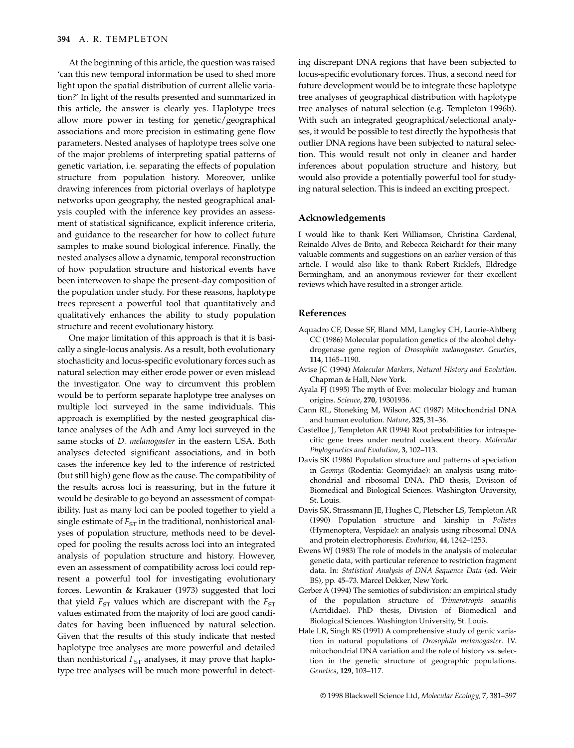At the beginning of this article, the question was raised 'can this new temporal information be used to shed more light upon the spatial distribution of current allelic variation?' In light of the results presented and summarized in this article, the answer is clearly yes. Haplotype trees allow more power in testing for genetic/geographical associations and more precision in estimating gene flow parameters. Nested analyses of haplotype trees solve one of the major problems of interpreting spatial patterns of genetic variation, i.e. separating the effects of population structure from population history. Moreover, unlike drawing inferences from pictorial overlays of haplotype networks upon geography, the nested geographical analysis coupled with the inference key provides an assessment of statistical significance, explicit inference criteria, and guidance to the researcher for how to collect future samples to make sound biological inference. Finally, the nested analyses allow a dynamic, temporal reconstruction of how population structure and historical events have been interwoven to shape the present-day composition of the population under study. For these reasons, haplotype trees represent a powerful tool that quantitatively and qualitatively enhances the ability to study population structure and recent evolutionary history.

One major limitation of this approach is that it is basically a single-locus analysis. As a result, both evolutionary stochasticity and locus-specific evolutionary forces such as natural selection may either erode power or even mislead the investigator. One way to circumvent this problem would be to perform separate haplotype tree analyses on multiple loci surveyed in the same individuals. This approach is exemplified by the nested geographical distance analyses of the Adh and Amy loci surveyed in the same stocks of *D. melanogaster* in the eastern USA. Both analyses detected significant associations, and in both cases the inference key led to the inference of restricted (but still high) gene flow as the cause. The compatibility of the results across loci is reassuring, but in the future it would be desirable to go beyond an assessment of compatibility. Just as many loci can be pooled together to yield a single estimate of $F_{ST}$ in the traditional, nonhistorical analyses of population structure, methods need to be developed for pooling the results across loci into an integrated analysis of population structure and history. However, even an assessment of compatibility across loci could represent a powerful tool for investigating evolutionary forces. Lewontin & Krakauer (1973) suggested that loci that yield $F_{ST}$ values which are discrepant with the $F_{ST}$ values estimated from the majority of loci are good candidates for having been influenced by natural selection. Given that the results of this study indicate that nested haplotype tree analyses are more powerful and detailed than nonhistorical $F_{ST}$ analyses, it may prove that haplotype tree analyses will be much more powerful in detecting discrepant DNA regions that have been subjected to locus-specific evolutionary forces. Thus, a second need for future development would be to integrate these haplotype tree analyses of geographical distribution with haplotype tree analyses of natural selection (e.g. Templeton 1996b). With such an integrated geographical/selectional analyses, it would be possible to test directly the hypothesis that outlier DNA regions have been subjected to natural selection. This would result not only in cleaner and harder inferences about population structure and history, but would also provide a potentially powerful tool for studying natural selection. This is indeed an exciting prospect.

## Acknowledgements

I would like to thank Keri Williamson, Christina Gardenal, Reinaldo Alves de Brito, and Rebecca Reichardt for their many valuable comments and suggestions on an earlier version of this article. I would also like to thank Robert Ricklefs, Eldredge Bermingham, and an anonymous reviewer for their excellent reviews which have resulted in a stronger article.

## References

Aquadro CF, Desse SF, Bland MM, Langley CH, Laurie-Ahlberg CC (1986) Molecular population genetics of the alcohol dehydrogenase gene region of *Drosophila melanogaster. Genetics*, **114**, 1165–1190.

Avise JC (1994) *Molecular Markers, Natural History and Evolution*. Chapman & Hall, New York.

Ayala FJ (1995) The myth of Eve: molecular biology and human origins. *Science*, **270**, 19301936.

Cann RL, Stoneking M, Wilson AC (1987) Mitochondrial DNA and human evolution. *Nature*, **325**, 31–36.

Castelloe J, Templeton AR (1994) Root probabilities for intraspecific gene trees under neutral coalescent theory. *Molecular Phylogenetics and Evolution*, **3**, 102–113.

Davis SK (1986) Population structure and patterns of speciation in *Geomys* (Rodentia: Geomyidae): an analysis using mitochondrial and ribosomal DNA. PhD thesis, Division of Biomedical and Biological Sciences. Washington University, St. Louis.

Davis SK, Strassmann JE, Hughes C, Pletscher LS, Templeton AR (1990) Population structure and kinship in *Polistes* (Hymenoptera, Vespidae): an analysis using ribosomal DNA and protein electrophoresis. *Evolution*, **44**, 1242–1253.

Ewens WJ (1983) The role of models in the analysis of molecular genetic data, with particular reference to restriction fragment data. In: *Statistical Analysis of DNA Sequence Data* (ed. Weir BS), pp. 45–73. Marcel Dekker, New York.

Gerber A (1994) The semiotics of subdivision: an empirical study of the population structure of *Trimerotropis saxatilis* (Acrididae). PhD thesis, Division of Biomedical and Biological Sciences. Washington University, St. Louis.

Hale LR, Singh RS (1991) A comprehensive study of genic variation in natural populations of *Drosophila melanogaster*. IV. mitochondrial DNA variation and the role of history vs. selection in the genetic structure of geographic populations. *Genetics*, **129**, 103–117.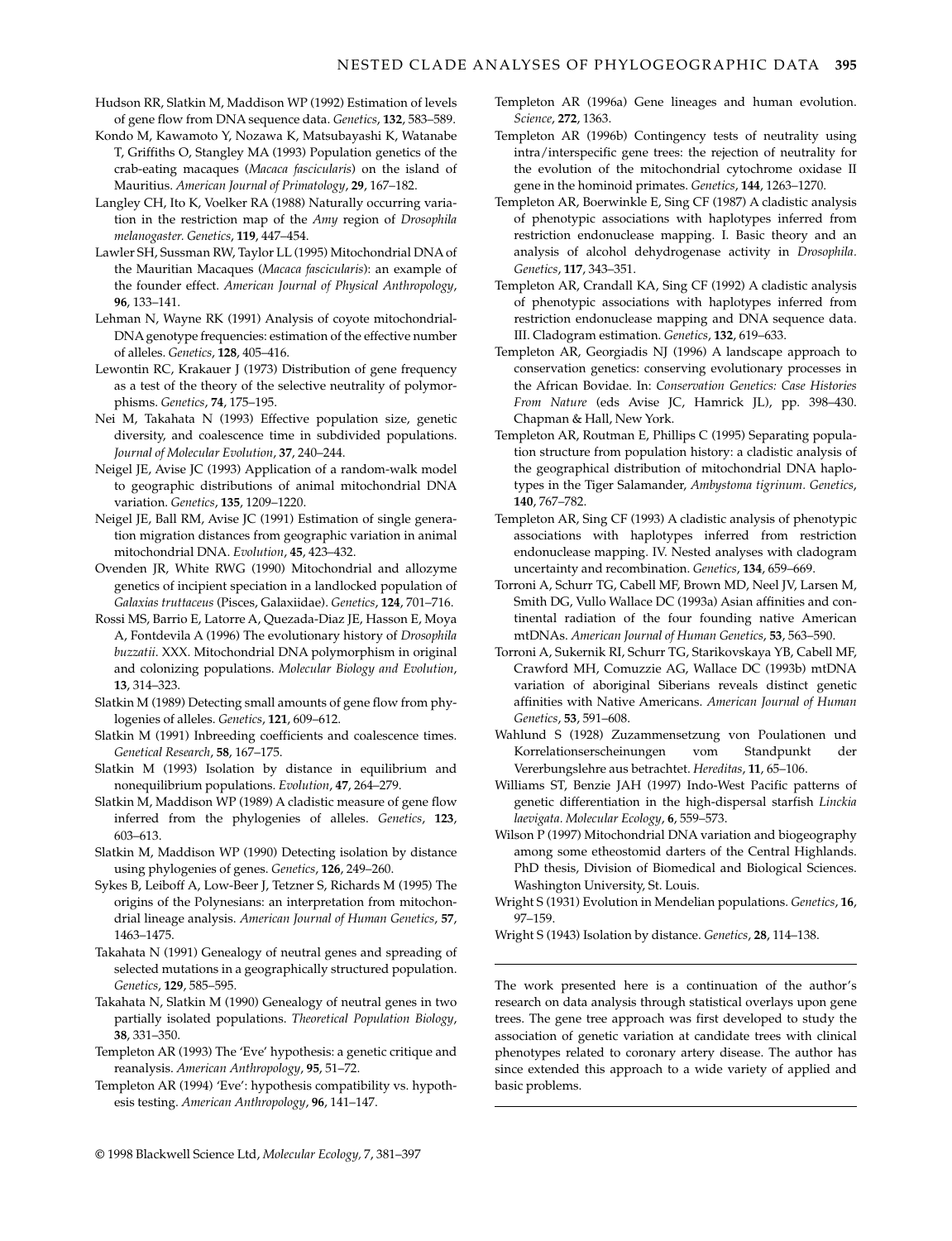Hudson RR, Slatkin M, Maddison WP (1992) Estimation of levels of gene flow from DNA sequence data. *Genetics*, **132**, 583–589.

Kondo M, Kawamoto Y, Nozawa K, Matsubayashi K, Watanabe T, Griffiths O, Stangley MA (1993) Population genetics of the crab-eating macaques (*Macaca fascicularis*) on the island of Mauritius. *American Journal of Primatology*, **29**, 167–182.

Langley CH, Ito K, Voelker RA (1988) Naturally occurring variation in the restriction map of the *Amy* region of *Drosophila melanogaster. Genetics*, **119**, 447–454.

Lawler SH, Sussman RW, Taylor LL (1995) Mitochondrial DNA of the Mauritian Macaques (*Macaca fascicularis*): an example of the founder effect. *American Journal of Physical Anthropology*, **96**, 133–141.

Lehman N, Wayne RK (1991) Analysis of coyote mitochondrial-DNA genotype frequencies: estimation of the effective number of alleles. *Genetics*, **128**, 405–416.

Lewontin RC, Krakauer J (1973) Distribution of gene frequency as a test of the theory of the selective neutrality of polymorphisms. *Genetics*, **74**, 175–195.

Nei M, Takahata N (1993) Effective population size, genetic diversity, and coalescence time in subdivided populations. *Journal of Molecular Evolution*, **37**, 240–244.

Neigel JE, Avise JC (1993) Application of a random-walk model to geographic distributions of animal mitochondrial DNA variation. *Genetics*, **135**, 1209–1220.

Neigel JE, Ball RM, Avise JC (1991) Estimation of single generation migration distances from geographic variation in animal mitochondrial DNA. *Evolution*, **45**, 423–432.

Ovenden JR, White RWG (1990) Mitochondrial and allozyme genetics of incipient speciation in a landlocked population of *Galaxias truttaceus* (Pisces, Galaxiidae). *Genetics*, **124**, 701–716.

Rossi MS, Barrio E, Latorre A, Quezada-Diaz JE, Hasson E, Moya A, Fontdevila A (1996) The evolutionary history of *Drosophila buzzatii*. XXX. Mitochondrial DNA polymorphism in original and colonizing populations. *Molecular Biology and Evolution*, **13**, 314–323.

Slatkin M (1989) Detecting small amounts of gene flow from phylogenies of alleles. *Genetics*, **121**, 609–612.

Slatkin M (1991) Inbreeding coefficients and coalescence times. *Genetical Research*, **58**, 167–175.

Slatkin M (1993) Isolation by distance in equilibrium and nonequilibrium populations. *Evolution*, **47**, 264–279.

Slatkin M, Maddison WP (1989) A cladistic measure of gene flow inferred from the phylogenies of alleles. *Genetics*, **123**, 603–613.

Slatkin M, Maddison WP (1990) Detecting isolation by distance using phylogenies of genes. *Genetics*, **126**, 249–260.

Sykes B, Leiboff A, Low-Beer J, Tetzner S, Richards M (1995) The origins of the Polynesians: an interpretation from mitochondrial lineage analysis. *American Journal of Human Genetics*, **57**, 1463–1475.

Takahata N (1991) Genealogy of neutral genes and spreading of selected mutations in a geographically structured population. *Genetics*, **129**, 585–595.

Takahata N, Slatkin M (1990) Genealogy of neutral genes in two partially isolated populations. *Theoretical Population Biology*, **38**, 331–350.

Templeton AR (1993) The 'Eve' hypothesis: a genetic critique and reanalysis. *American Anthropology*, **95**, 51–72.

Templeton AR (1994) 'Eve': hypothesis compatibility vs. hypothesis testing. *American Anthropology*, **96**, 141–147.

Templeton AR (1996a) Gene lineages and human evolution. *Science*, **272**, 1363.

Templeton AR (1996b) Contingency tests of neutrality using intra/interspecific gene trees: the rejection of neutrality for the evolution of the mitochondrial cytochrome oxidase II gene in the hominoid primates. *Genetics*, **144**, 1263–1270.

Templeton AR, Boerwinkle E, Sing CF (1987) A cladistic analysis of phenotypic associations with haplotypes inferred from restriction endonuclease mapping. I. Basic theory and an analysis of alcohol dehydrogenase activity in *Drosophila*. *Genetics*, **117**, 343–351.

Templeton AR, Crandall KA, Sing CF (1992) A cladistic analysis of phenotypic associations with haplotypes inferred from restriction endonuclease mapping and DNA sequence data. III. Cladogram estimation. *Genetics*, **132**, 619–633.

Templeton AR, Georgiadis NJ (1996) A landscape approach to conservation genetics: conserving evolutionary processes in the African Bovidae. In: *Conservation Genetics: Case Histories From Nature* (eds Avise JC, Hamrick JL), pp. 398–430. Chapman & Hall, New York.

Templeton AR, Routman E, Phillips C (1995) Separating population structure from population history: a cladistic analysis of the geographical distribution of mitochondrial DNA haplotypes in the Tiger Salamander, *Ambystoma tigrinum*. *Genetics*, **140**, 767–782.

Templeton AR, Sing CF (1993) A cladistic analysis of phenotypic associations with haplotypes inferred from restriction endonuclease mapping. IV. Nested analyses with cladogram uncertainty and recombination. *Genetics*, **134**, 659–669.

Torroni A, Schurr TG, Cabell MF, Brown MD, Neel JV, Larsen M, Smith DG, Vullo Wallace DC (1993a) Asian affinities and continental radiation of the four founding native American mtDNAs. *American Journal of Human Genetics*, **53**, 563–590.

Torroni A, Sukernik RI, Schurr TG, Starikovskaya YB, Cabell MF, Crawford MH, Comuzzie AG, Wallace DC (1993b) mtDNA variation of aboriginal Siberians reveals distinct genetic affinities with Native Americans. *American Journal of Human Genetics*, **53**, 591–608.

Wahlund S (1928) Zuzammensetzung von Poulationen und Korrelationserscheinungen vom Standpunkt der Vererbungslehre aus betrachtet. *Hereditas*, **11**, 65–106.

Williams ST, Benzie JAH (1997) Indo-West Pacific patterns of genetic differentiation in the high-dispersal starfish *Linckia laevigata. Molecular Ecology*, **6**, 559–573.

Wilson P (1997) Mitochondrial DNA variation and biogeography among some etheostomid darters of the Central Highlands. PhD thesis, Division of Biomedical and Biological Sciences. Washington University, St. Louis.

Wright S (1931) Evolution in Mendelian populations. *Genetics*, **16**, 97–159.

Wright S (1943) Isolation by distance. *Genetics*, **28**, 114–138.

---

The work presented here is a continuation of the author's research on data analysis through statistical overlays upon gene trees. The gene tree approach was first developed to study the association of genetic variation at candidate trees with clinical phenotypes related to coronary artery disease. The author has since extended this approach to a wide variety of applied and basic problems.

---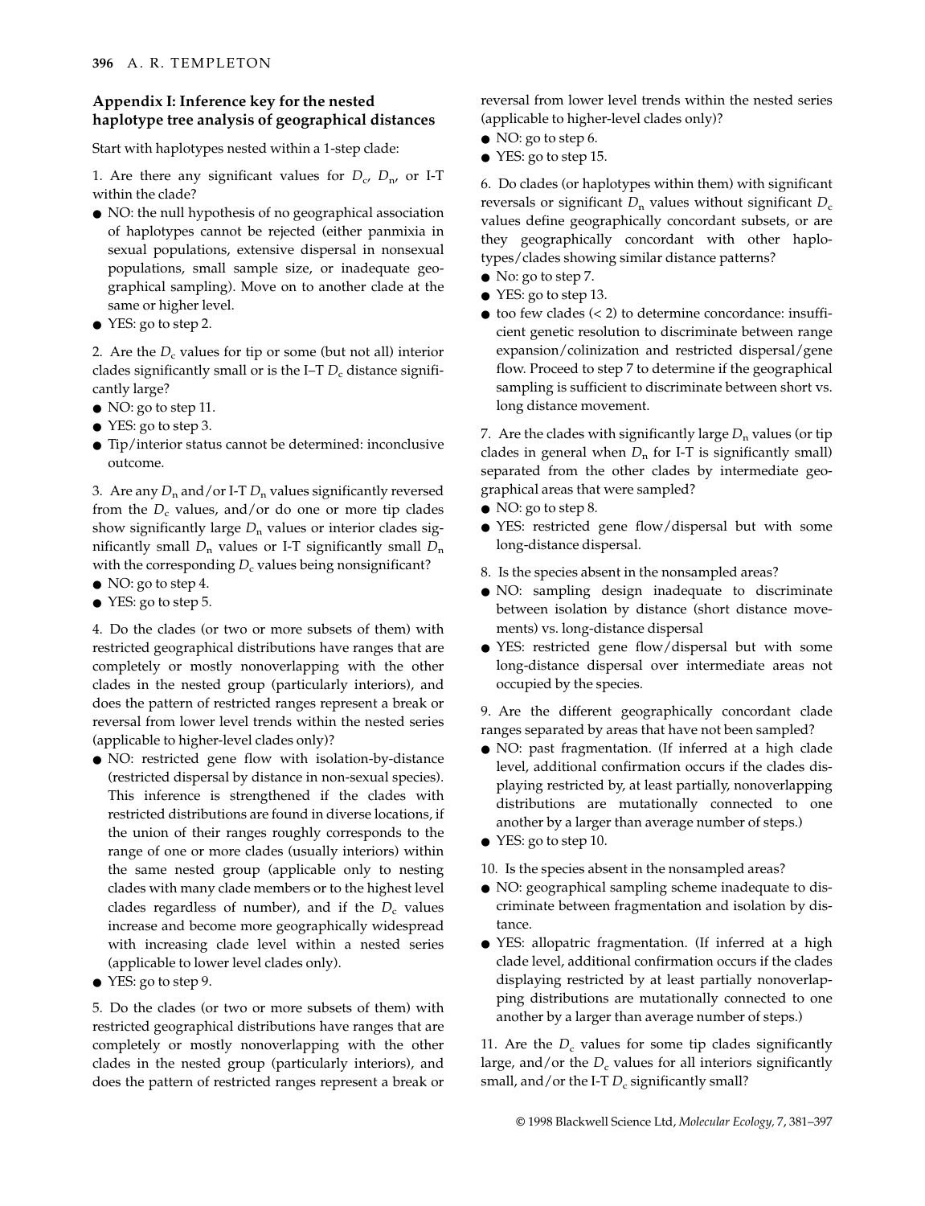## Appendix I: Inference key for the nested haplotype tree analysis of geographical distances

Start with haplotypes nested within a 1-step clade:

1. Are there any significant values for $D_c$, $D_n$, or I-T within the clade?
- NO: the null hypothesis of no geographical association of haplotypes cannot be rejected (either panmixia in sexual populations, extensive dispersal in nonsexual populations, small sample size, or inadequate geographical sampling). Move on to another clade at the same or higher level.
- YES: go to step 2.

2. Are the $D_c$ values for tip or some (but not all) interior clades significantly small or is the I–T $D_c$ distance significantly large?
- NO: go to step 11.
- YES: go to step 3.
- Tip/interior status cannot be determined: inconclusive outcome.

3. Are any $D_n$ and/or I-T $D_n$ values significantly reversed from the $D_c$ values, and/or do one or more tip clades show significantly large $D_n$ values or interior clades significantly small $D_n$ values or I-T significantly small $D_n$ with the corresponding $D_c$ values being nonsignificant?
- NO: go to step 4.
- YES: go to step 5.

4. Do the clades (or two or more subsets of them) with restricted geographical distributions have ranges that are completely or mostly nonoverlapping with the other clades in the nested group (particularly interiors), and does the pattern of restricted ranges represent a break or reversal from lower level trends within the nested series (applicable to higher-level clades only)?
- NO: restricted gene flow with isolation-by-distance (restricted dispersal by distance in non-sexual species). This inference is strengthened if the clades with restricted distributions are found in diverse locations, if the union of their ranges roughly corresponds to the range of one or more clades (usually interiors) within the same nested group (applicable only to nesting clades with many clade members or to the highest level clades regardless of number), and if the $D_c$ values increase and become more geographically widespread with increasing clade level within a nested series (applicable to lower level clades only).
- YES: go to step 9.

5. Do the clades (or two or more subsets of them) with restricted geographical distributions have ranges that are completely or mostly nonoverlapping with the other clades in the nested group (particularly interiors), and does the pattern of restricted ranges represent a break or reversal from lower level trends within the nested series (applicable to higher-level clades only)?
- NO: go to step 6.
- YES: go to step 15.

6. Do clades (or haplotypes within them) with significant reversals or significant $D_n$ values without significant $D_c$ values define geographically concordant subsets, or are they geographically concordant with other haplotypes/clades showing similar distance patterns?
- No: go to step 7.
- YES: go to step 13.
- too few clades (< 2) to determine concordance: insufficient genetic resolution to discriminate between range expansion/colinization and restricted dispersal/gene flow. Proceed to step 7 to determine if the geographical sampling is sufficient to discriminate between short vs. long distance movement.

7. Are the clades with significantly large $D_n$ values (or tip clades in general when $D_n$ for I-T is significantly small) separated from the other clades by intermediate geographical areas that were sampled?
- NO: go to step 8.
- YES: restricted gene flow/dispersal but with some long-distance dispersal.

8. Is the species absent in the nonsampled areas?
- NO: sampling design inadequate to discriminate between isolation by distance (short distance movements) vs. long-distance dispersal
- YES: restricted gene flow/dispersal but with some long-distance dispersal over intermediate areas not occupied by the species.

9. Are the different geographically concordant clade ranges separated by areas that have not been sampled?
- NO: past fragmentation. (If inferred at a high clade level, additional confirmation occurs if the clades displaying restricted by, at least partially, nonoverlapping distributions are mutationally connected to one another by a larger than average number of steps.)
- YES: go to step 10.

10. Is the species absent in the nonsampled areas?
- NO: geographical sampling scheme inadequate to discriminate between fragmentation and isolation by distance.
- YES: allopatric fragmentation. (If inferred at a high clade level, additional confirmation occurs if the clades displaying restricted by at least partially nonoverlapping distributions are mutationally connected to one another by a larger than average number of steps.)

11. Are the $D_c$ values for some tip clades significantly large, and/or the $D_c$ values for all interiors significantly small, and/or the I-T $D_c$ significantly small?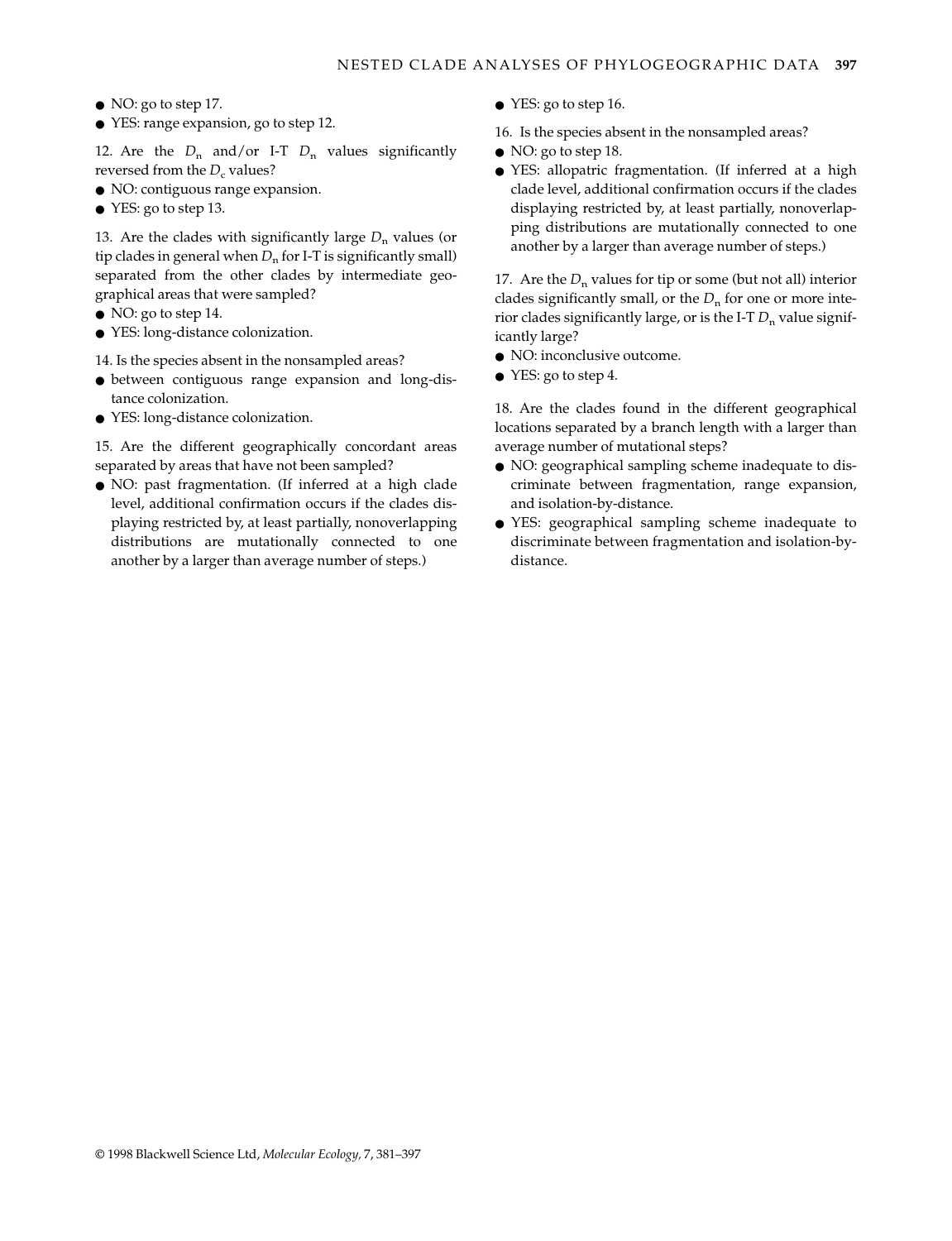- NO: go to step 17.
- YES: range expansion, go to step 12.

12. Are the $D_n$ and/or I-T $D_n$ values significantly reversed from the $D_c$ values?

- NO: contiguous range expansion.
- YES: go to step 13.

13. Are the clades with significantly large $D_n$ values (or tip clades in general when $D_n$ for I-T is significantly small) separated from the other clades by intermediate geographical areas that were sampled?

- NO: go to step 14.
- YES: long-distance colonization.

14. Is the species absent in the nonsampled areas?

- between contiguous range expansion and long-distance colonization.
- YES: long-distance colonization.

15. Are the different geographically concordant areas separated by areas that have not been sampled?

- NO: past fragmentation. (If inferred at a high clade level, additional confirmation occurs if the clades displaying restricted by, at least partially, nonoverlapping distributions are mutationally connected to one another by a larger than average number of steps.)
- YES: go to step 16.

16. Is the species absent in the nonsampled areas?

- NO: go to step 18.
- YES: allopatric fragmentation. (If inferred at a high clade level, additional confirmation occurs if the clades displaying restricted by, at least partially, nonoverlapping distributions are mutationally connected to one another by a larger than average number of steps.)

17. Are the $D_n$ values for tip or some (but not all) interior clades significantly small, or the $D_n$ for one or more interior clades significantly large, or is the I-T $D_n$ value significantly large?

- NO: inconclusive outcome.
- YES: go to step 4.

18. Are the clades found in the different geographical locations separated by a branch length with a larger than average number of mutational steps?

- NO: geographical sampling scheme inadequate to discriminate between fragmentation, range expansion, and isolation-by-distance.
- YES: geographical sampling scheme inadequate to discriminate between fragmentation and isolation-by-distance.